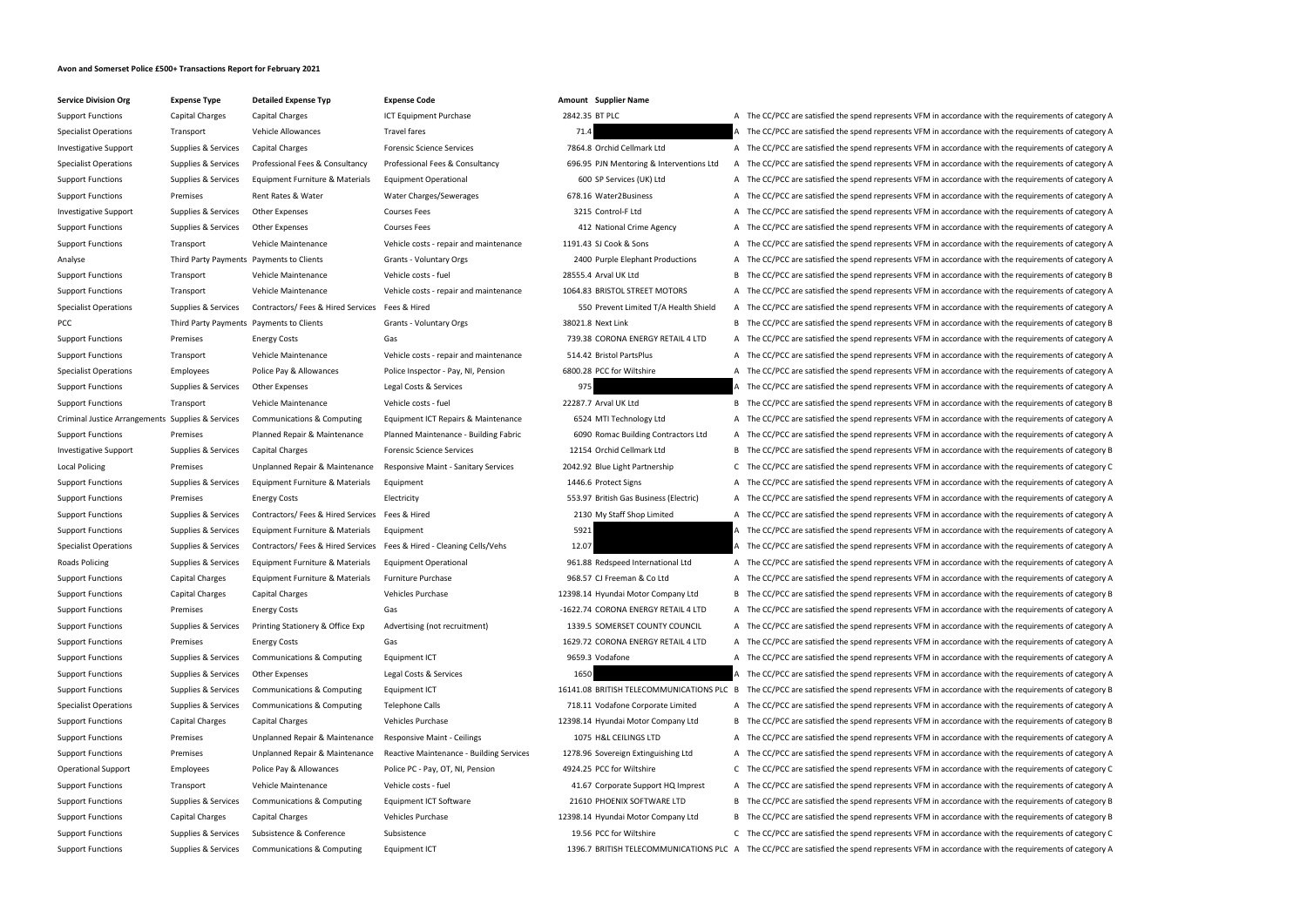# Avon and Somerset Police £500+ Transactions Report for February 2021

| Service Division Org | Expense Type | Detailed Expense Typ | Expense Code | Amount | Supplier Name | | |
|---|---|---|---|---|---|---|---|
| Support Functions | Capital Charges | Capital Charges | ICT Equipment Purchase | 2842.35 | BT PLC | A | The CC/PCC are satisfied the spend represents VFM in accordance with the requirements of category A |
| Specialist Operations | Transport | Vehicle Allowances | Travel fares | 71.4 | | A | The CC/PCC are satisfied the spend represents VFM in accordance with the requirements of category A |
| Investigative Support | Supplies & Services | Capital Charges | Forensic Science Services | 7864.8 | Orchid Cellmark Ltd | A | The CC/PCC are satisfied the spend represents VFM in accordance with the requirements of category A |
| Specialist Operations | Supplies & Services | Professional Fees & Consultancy | Professional Fees & Consultancy | 696.95 | PJN Mentoring & Interventions Ltd | A | The CC/PCC are satisfied the spend represents VFM in accordance with the requirements of category A |
| Support Functions | Supplies & Services | Equipment Furniture & Materials | Equipment Operational | 600 | SP Services (UK) Ltd | A | The CC/PCC are satisfied the spend represents VFM in accordance with the requirements of category A |
| Support Functions | Premises | Rent Rates & Water | Water Charges/Sewerages | 678.16 | Water2Business | A | The CC/PCC are satisfied the spend represents VFM in accordance with the requirements of category A |
| Investigative Support | Supplies & Services | Other Expenses | Courses Fees | 3215 | Control-F Ltd | A | The CC/PCC are satisfied the spend represents VFM in accordance with the requirements of category A |
| Support Functions | Supplies & Services | Other Expenses | Courses Fees | 412 | National Crime Agency | A | The CC/PCC are satisfied the spend represents VFM in accordance with the requirements of category A |
| Support Functions | Transport | Vehicle Maintenance | Vehicle costs - repair and maintenance | 1191.43 | SJ Cook & Sons | A | The CC/PCC are satisfied the spend represents VFM in accordance with the requirements of category A |
| Analyse | Third Party Payments | Payments to Clients | Grants - Voluntary Orgs | 2400 | Purple Elephant Productions | A | The CC/PCC are satisfied the spend represents VFM in accordance with the requirements of category A |
| Support Functions | Transport | Vehicle Maintenance | Vehicle costs - fuel | 28555.4 | Arval UK Ltd | B | The CC/PCC are satisfied the spend represents VFM in accordance with the requirements of category B |
| Support Functions | Transport | Vehicle Maintenance | Vehicle costs - repair and maintenance | 1064.83 | BRISTOL STREET MOTORS | A | The CC/PCC are satisfied the spend represents VFM in accordance with the requirements of category A |
| Specialist Operations | Supplies & Services | Contractors/ Fees & Hired Services | Fees & Hired | 550 | Prevent Limited T/A Health Shield | A | The CC/PCC are satisfied the spend represents VFM in accordance with the requirements of category A |
| PCC | Third Party Payments | Payments to Clients | Grants - Voluntary Orgs | 38021.8 | Next Link | B | The CC/PCC are satisfied the spend represents VFM in accordance with the requirements of category B |
| Support Functions | Premises | Energy Costs | Gas | 739.38 | CORONA ENERGY RETAIL 4 LTD | A | The CC/PCC are satisfied the spend represents VFM in accordance with the requirements of category A |
| Support Functions | Transport | Vehicle Maintenance | Vehicle costs - repair and maintenance | 514.42 | Bristol PartsPlus | A | The CC/PCC are satisfied the spend represents VFM in accordance with the requirements of category A |
| Specialist Operations | Employees | Police Pay & Allowances | Police Inspector - Pay, NI, Pension | 6800.28 | PCC for Wiltshire | A | The CC/PCC are satisfied the spend represents VFM in accordance with the requirements of category A |
| Support Functions | Supplies & Services | Other Expenses | Legal Costs & Services | 975 | | A | The CC/PCC are satisfied the spend represents VFM in accordance with the requirements of category A |
| Support Functions | Transport | Vehicle Maintenance | Vehicle costs - fuel | 22287.7 | Arval UK Ltd | B | The CC/PCC are satisfied the spend represents VFM in accordance with the requirements of category B |
| Criminal Justice Arrangements | Supplies & Services | Communications & Computing | Equipment ICT Repairs & Maintenance | 6524 | MTI Technology Ltd | A | The CC/PCC are satisfied the spend represents VFM in accordance with the requirements of category A |
| Support Functions | Premises | Planned Repair & Maintenance | Planned Maintenance - Building Fabric | 6090 | Romac Building Contractors Ltd | A | The CC/PCC are satisfied the spend represents VFM in accordance with the requirements of category A |
| Investigative Support | Supplies & Services | Capital Charges | Forensic Science Services | 12154 | Orchid Cellmark Ltd | B | The CC/PCC are satisfied the spend represents VFM in accordance with the requirements of category B |
| Local Policing | Premises | Unplanned Repair & Maintenance | Responsive Maint - Sanitary Services | 2042.92 | Blue Light Partnership | C | The CC/PCC are satisfied the spend represents VFM in accordance with the requirements of category C |
| Support Functions | Supplies & Services | Equipment Furniture & Materials | Equipment | 1446.6 | Protect Signs | A | The CC/PCC are satisfied the spend represents VFM in accordance with the requirements of category A |
| Support Functions | Premises | Energy Costs | Electricity | 553.97 | British Gas Business (Electric) | A | The CC/PCC are satisfied the spend represents VFM in accordance with the requirements of category A |
| Support Functions | Supplies & Services | Contractors/ Fees & Hired Services | Fees & Hired | 2130 | My Staff Shop Limited | A | The CC/PCC are satisfied the spend represents VFM in accordance with the requirements of category A |
| Support Functions | Supplies & Services | Equipment Furniture & Materials | Equipment | 5921 | | A | The CC/PCC are satisfied the spend represents VFM in accordance with the requirements of category A |
| Specialist Operations | Supplies & Services | Contractors/ Fees & Hired Services | Fees & Hired - Cleaning Cells/Vehs | 12.07 | | A | The CC/PCC are satisfied the spend represents VFM in accordance with the requirements of category A |
| Roads Policing | Supplies & Services | Equipment Furniture & Materials | Equipment Operational | 961.88 | Redspeed International Ltd | A | The CC/PCC are satisfied the spend represents VFM in accordance with the requirements of category A |
| Support Functions | Capital Charges | Equipment Furniture & Materials | Furniture Purchase | 968.57 | CJ Freeman & Co Ltd | A | The CC/PCC are satisfied the spend represents VFM in accordance with the requirements of category A |
| Support Functions | Capital Charges | Capital Charges | Vehicles Purchase | 12398.14 | Hyundai Motor Company Ltd | B | The CC/PCC are satisfied the spend represents VFM in accordance with the requirements of category B |
| Support Functions | Premises | Energy Costs | Gas | -1622.74 | CORONA ENERGY RETAIL 4 LTD | A | The CC/PCC are satisfied the spend represents VFM in accordance with the requirements of category A |
| Support Functions | Supplies & Services | Printing Stationery & Office Exp | Advertising (not recruitment) | 1339.5 | SOMERSET COUNTY COUNCIL | A | The CC/PCC are satisfied the spend represents VFM in accordance with the requirements of category A |
| Support Functions | Premises | Energy Costs | Gas | 1629.72 | CORONA ENERGY RETAIL 4 LTD | A | The CC/PCC are satisfied the spend represents VFM in accordance with the requirements of category A |
| Support Functions | Supplies & Services | Communications & Computing | Equipment ICT | 9659.3 | Vodafone | A | The CC/PCC are satisfied the spend represents VFM in accordance with the requirements of category A |
| Support Functions | Supplies & Services | Other Expenses | Legal Costs & Services | 1650 | | A | The CC/PCC are satisfied the spend represents VFM in accordance with the requirements of category A |
| Support Functions | Supplies & Services | Communications & Computing | Equipment ICT | 16141.08 | BRITISH TELECOMMUNICATIONS PLC | B | The CC/PCC are satisfied the spend represents VFM in accordance with the requirements of category B |
| Specialist Operations | Supplies & Services | Communications & Computing | Telephone Calls | 718.11 | Vodafone Corporate Limited | A | The CC/PCC are satisfied the spend represents VFM in accordance with the requirements of category A |
| Support Functions | Capital Charges | Capital Charges | Vehicles Purchase | 12398.14 | Hyundai Motor Company Ltd | B | The CC/PCC are satisfied the spend represents VFM in accordance with the requirements of category B |
| Support Functions | Premises | Unplanned Repair & Maintenance | Responsive Maint - Ceilings | 1075 | H&L CEILINGS LTD | A | The CC/PCC are satisfied the spend represents VFM in accordance with the requirements of category A |
| Support Functions | Premises | Unplanned Repair & Maintenance | Reactive Maintenance - Building Services | 1278.96 | Sovereign Extinguishing Ltd | A | The CC/PCC are satisfied the spend represents VFM in accordance with the requirements of category A |
| Operational Support | Employees | Police Pay & Allowances | Police PC - Pay, OT, NI, Pension | 4924.25 | PCC for Wiltshire | C | The CC/PCC are satisfied the spend represents VFM in accordance with the requirements of category C |
| Support Functions | Transport | Vehicle Maintenance | Vehicle costs - fuel | 41.67 | Corporate Support HQ Imprest | A | The CC/PCC are satisfied the spend represents VFM in accordance with the requirements of category A |
| Support Functions | Supplies & Services | Communications & Computing | Equipment ICT Software | 21610 | PHOENIX SOFTWARE LTD | B | The CC/PCC are satisfied the spend represents VFM in accordance with the requirements of category B |
| Support Functions | Capital Charges | Capital Charges | Vehicles Purchase | 12398.14 | Hyundai Motor Company Ltd | B | The CC/PCC are satisfied the spend represents VFM in accordance with the requirements of category B |
| Support Functions | Supplies & Services | Subsistence & Conference | Subsistence | 19.56 | PCC for Wiltshire | C | The CC/PCC are satisfied the spend represents VFM in accordance with the requirements of category C |
| Support Functions | Supplies & Services | Communications & Computing | Equipment ICT | 1396.7 | BRITISH TELECOMMUNICATIONS PLC | A | The CC/PCC are satisfied the spend represents VFM in accordance with the requirements of category A |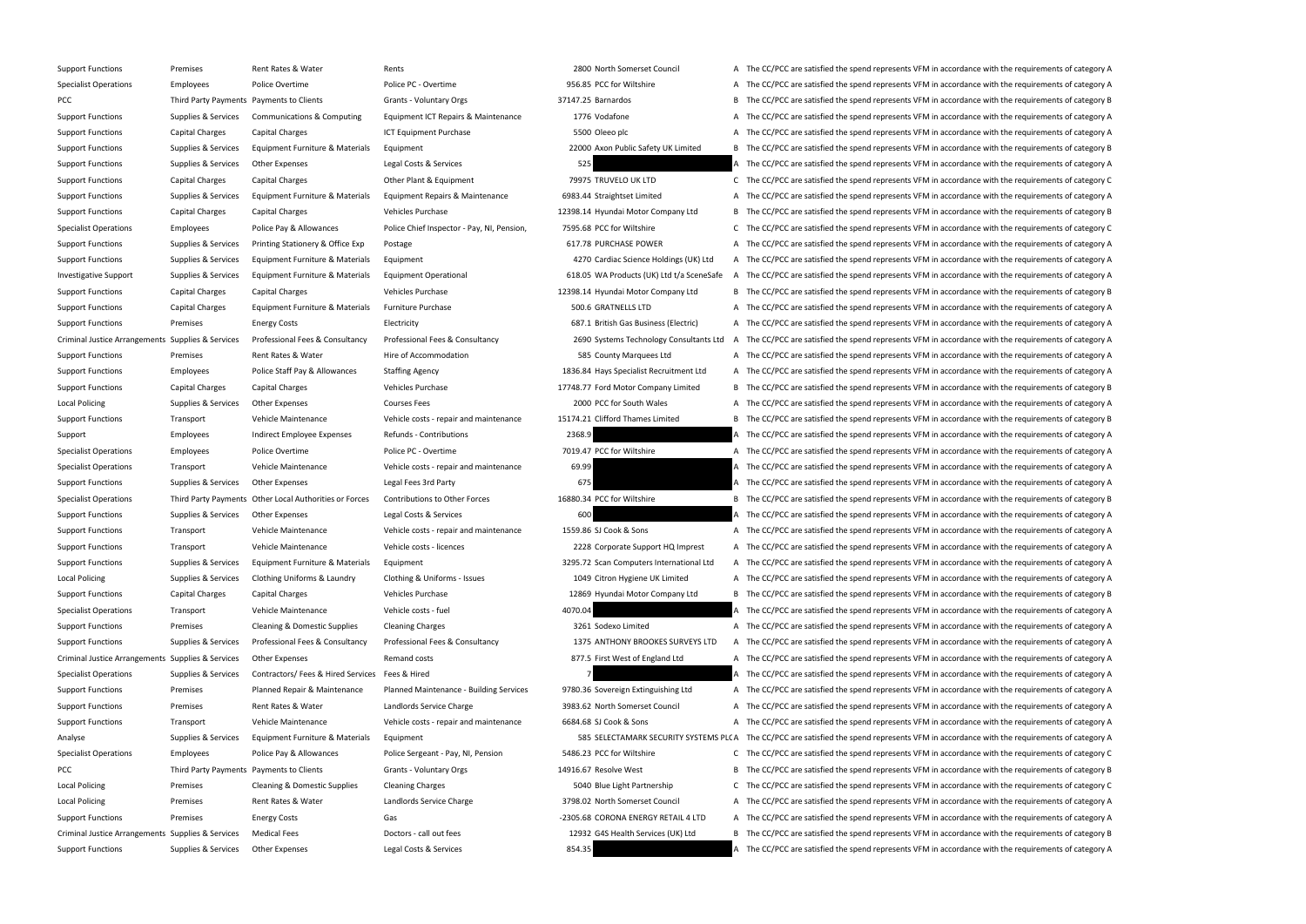| | | | | | | | |
|---|---|---|---|---|---|---|---|
| Support Functions | Premises | Rent Rates & Water | Rents | 2800 | North Somerset Council | A | The CC/PCC are satisfied the spend represents VFM in accordance with the requirements of category A |
| Specialist Operations | Employees | Police Overtime | Police PC - Overtime | 956.85 | PCC for Wiltshire | A | The CC/PCC are satisfied the spend represents VFM in accordance with the requirements of category A |
| PCC | Third Party Payments | Payments to Clients | Grants - Voluntary Orgs | 37147.25 | Barnardos | B | The CC/PCC are satisfied the spend represents VFM in accordance with the requirements of category B |
| Support Functions | Supplies & Services | Communications & Computing | Equipment ICT Repairs & Maintenance | 1776 | Vodafone | A | The CC/PCC are satisfied the spend represents VFM in accordance with the requirements of category A |
| Support Functions | Capital Charges | Capital Charges | ICT Equipment Purchase | 5500 | Oleeo plc | A | The CC/PCC are satisfied the spend represents VFM in accordance with the requirements of category A |
| Support Functions | Supplies & Services | Equipment Furniture & Materials | Equipment | 22000 | Axon Public Safety UK Limited | B | The CC/PCC are satisfied the spend represents VFM in accordance with the requirements of category B |
| Support Functions | Supplies & Services | Other Expenses | Legal Costs & Services | 525 | | A | The CC/PCC are satisfied the spend represents VFM in accordance with the requirements of category A |
| Support Functions | Capital Charges | Capital Charges | Other Plant & Equipment | 79975 | TRUVELO UK LTD | C | The CC/PCC are satisfied the spend represents VFM in accordance with the requirements of category C |
| Support Functions | Supplies & Services | Equipment Furniture & Materials | Equipment Repairs & Maintenance | 6983.44 | Straightset Limited | A | The CC/PCC are satisfied the spend represents VFM in accordance with the requirements of category A |
| Support Functions | Capital Charges | Capital Charges | Vehicles Purchase | 12398.14 | Hyundai Motor Company Ltd | B | The CC/PCC are satisfied the spend represents VFM in accordance with the requirements of category B |
| Specialist Operations | Employees | Police Pay & Allowances | Police Chief Inspector - Pay, NI, Pension, | 7595.68 | PCC for Wiltshire | C | The CC/PCC are satisfied the spend represents VFM in accordance with the requirements of category C |
| Support Functions | Supplies & Services | Printing Stationery & Office Exp | Postage | 617.78 | PURCHASE POWER | A | The CC/PCC are satisfied the spend represents VFM in accordance with the requirements of category A |
| Support Functions | Supplies & Services | Equipment Furniture & Materials | Equipment | 4270 | Cardiac Science Holdings (UK) Ltd | A | The CC/PCC are satisfied the spend represents VFM in accordance with the requirements of category A |
| Investigative Support | Supplies & Services | Equipment Furniture & Materials | Equipment Operational | 618.05 | WA Products (UK) Ltd t/a SceneSafe | A | The CC/PCC are satisfied the spend represents VFM in accordance with the requirements of category A |
| Support Functions | Capital Charges | Capital Charges | Vehicles Purchase | 12398.14 | Hyundai Motor Company Ltd | B | The CC/PCC are satisfied the spend represents VFM in accordance with the requirements of category B |
| Support Functions | Capital Charges | Equipment Furniture & Materials | Furniture Purchase | 500.6 | GRATNELLS LTD | A | The CC/PCC are satisfied the spend represents VFM in accordance with the requirements of category A |
| Support Functions | Premises | Energy Costs | Electricity | 687.1 | British Gas Business (Electric) | A | The CC/PCC are satisfied the spend represents VFM in accordance with the requirements of category A |
| Criminal Justice Arrangements | Supplies & Services | Professional Fees & Consultancy | Professional Fees & Consultancy | 2690 | Systems Technology Consultants Ltd | A | The CC/PCC are satisfied the spend represents VFM in accordance with the requirements of category A |
| Support Functions | Premises | Rent Rates & Water | Hire of Accommodation | 585 | County Marquees Ltd | A | The CC/PCC are satisfied the spend represents VFM in accordance with the requirements of category A |
| Support Functions | Employees | Police Staff Pay & Allowances | Staffing Agency | 1836.84 | Hays Specialist Recruitment Ltd | A | The CC/PCC are satisfied the spend represents VFM in accordance with the requirements of category A |
| Support Functions | Capital Charges | Capital Charges | Vehicles Purchase | 17748.77 | Ford Motor Company Limited | B | The CC/PCC are satisfied the spend represents VFM in accordance with the requirements of category B |
| Local Policing | Supplies & Services | Other Expenses | Courses Fees | 2000 | PCC for South Wales | A | The CC/PCC are satisfied the spend represents VFM in accordance with the requirements of category A |
| Support Functions | Transport | Vehicle Maintenance | Vehicle costs - repair and maintenance | 15174.21 | Clifford Thames Limited | B | The CC/PCC are satisfied the spend represents VFM in accordance with the requirements of category B |
| Support | Employees | Indirect Employee Expenses | Refunds - Contributions | 2368.9 | | A | The CC/PCC are satisfied the spend represents VFM in accordance with the requirements of category A |
| Specialist Operations | Employees | Police Overtime | Police PC - Overtime | 7019.47 | PCC for Wiltshire | A | The CC/PCC are satisfied the spend represents VFM in accordance with the requirements of category A |
| Specialist Operations | Transport | Vehicle Maintenance | Vehicle costs - repair and maintenance | 69.99 | | A | The CC/PCC are satisfied the spend represents VFM in accordance with the requirements of category A |
| Support Functions | Supplies & Services | Other Expenses | Legal Fees 3rd Party | 675 | | A | The CC/PCC are satisfied the spend represents VFM in accordance with the requirements of category A |
| Specialist Operations | Third Party Payments | Other Local Authorities or Forces | Contributions to Other Forces | 16880.34 | PCC for Wiltshire | B | The CC/PCC are satisfied the spend represents VFM in accordance with the requirements of category B |
| Support Functions | Supplies & Services | Other Expenses | Legal Costs & Services | 600 | | A | The CC/PCC are satisfied the spend represents VFM in accordance with the requirements of category A |
| Support Functions | Transport | Vehicle Maintenance | Vehicle costs - repair and maintenance | 1559.86 | SJ Cook & Sons | A | The CC/PCC are satisfied the spend represents VFM in accordance with the requirements of category A |
| Support Functions | Transport | Vehicle Maintenance | Vehicle costs - licences | 2228 | Corporate Support HQ Imprest | A | The CC/PCC are satisfied the spend represents VFM in accordance with the requirements of category A |
| Support Functions | Supplies & Services | Equipment Furniture & Materials | Equipment | 3295.72 | Scan Computers International Ltd | A | The CC/PCC are satisfied the spend represents VFM in accordance with the requirements of category A |
| Local Policing | Supplies & Services | Clothing Uniforms & Laundry | Clothing & Uniforms - Issues | 1049 | Citron Hygiene UK Limited | A | The CC/PCC are satisfied the spend represents VFM in accordance with the requirements of category A |
| Support Functions | Capital Charges | Capital Charges | Vehicles Purchase | 12869 | Hyundai Motor Company Ltd | B | The CC/PCC are satisfied the spend represents VFM in accordance with the requirements of category B |
| Specialist Operations | Transport | Vehicle Maintenance | Vehicle costs - fuel | 4070.04 | | A | The CC/PCC are satisfied the spend represents VFM in accordance with the requirements of category A |
| Support Functions | Premises | Cleaning & Domestic Supplies | Cleaning Charges | 3261 | Sodexo Limited | A | The CC/PCC are satisfied the spend represents VFM in accordance with the requirements of category A |
| Support Functions | Supplies & Services | Professional Fees & Consultancy | Professional Fees & Consultancy | 1375 | ANTHONY BROOKES SURVEYS LTD | A | The CC/PCC are satisfied the spend represents VFM in accordance with the requirements of category A |
| Criminal Justice Arrangements | Supplies & Services | Other Expenses | Remand costs | 877.5 | First West of England Ltd | A | The CC/PCC are satisfied the spend represents VFM in accordance with the requirements of category A |
| Specialist Operations | Supplies & Services | Contractors/ Fees & Hired Services | Fees & Hired | 7 | | A | The CC/PCC are satisfied the spend represents VFM in accordance with the requirements of category A |
| Support Functions | Premises | Planned Repair & Maintenance | Planned Maintenance - Building Services | 9780.36 | Sovereign Extinguishing Ltd | A | The CC/PCC are satisfied the spend represents VFM in accordance with the requirements of category A |
| Support Functions | Premises | Rent Rates & Water | Landlords Service Charge | 3983.62 | North Somerset Council | A | The CC/PCC are satisfied the spend represents VFM in accordance with the requirements of category A |
| Support Functions | Transport | Vehicle Maintenance | Vehicle costs - repair and maintenance | 6684.68 | SJ Cook & Sons | A | The CC/PCC are satisfied the spend represents VFM in accordance with the requirements of category A |
| Analyse | Supplies & Services | Equipment Furniture & Materials | Equipment | 585 | SELECTAMARK SECURITY SYSTEMS PLC | A | The CC/PCC are satisfied the spend represents VFM in accordance with the requirements of category A |
| Specialist Operations | Employees | Police Pay & Allowances | Police Sergeant - Pay, NI, Pension | 5486.23 | PCC for Wiltshire | C | The CC/PCC are satisfied the spend represents VFM in accordance with the requirements of category C |
| PCC | Third Party Payments | Payments to Clients | Grants - Voluntary Orgs | 14916.67 | Resolve West | B | The CC/PCC are satisfied the spend represents VFM in accordance with the requirements of category B |
| Local Policing | Premises | Cleaning & Domestic Supplies | Cleaning Charges | 5040 | Blue Light Partnership | C | The CC/PCC are satisfied the spend represents VFM in accordance with the requirements of category C |
| Local Policing | Premises | Rent Rates & Water | Landlords Service Charge | 3798.02 | North Somerset Council | A | The CC/PCC are satisfied the spend represents VFM in accordance with the requirements of category A |
| Support Functions | Premises | Energy Costs | Gas | -2305.68 | CORONA ENERGY RETAIL 4 LTD | A | The CC/PCC are satisfied the spend represents VFM in accordance with the requirements of category A |
| Criminal Justice Arrangements | Supplies & Services | Medical Fees | Doctors - call out fees | 12932 | G4S Health Services (UK) Ltd | B | The CC/PCC are satisfied the spend represents VFM in accordance with the requirements of category B |
| Support Functions | Supplies & Services | Other Expenses | Legal Costs & Services | 854.35 | | A | The CC/PCC are satisfied the spend represents VFM in accordance with the requirements of category A |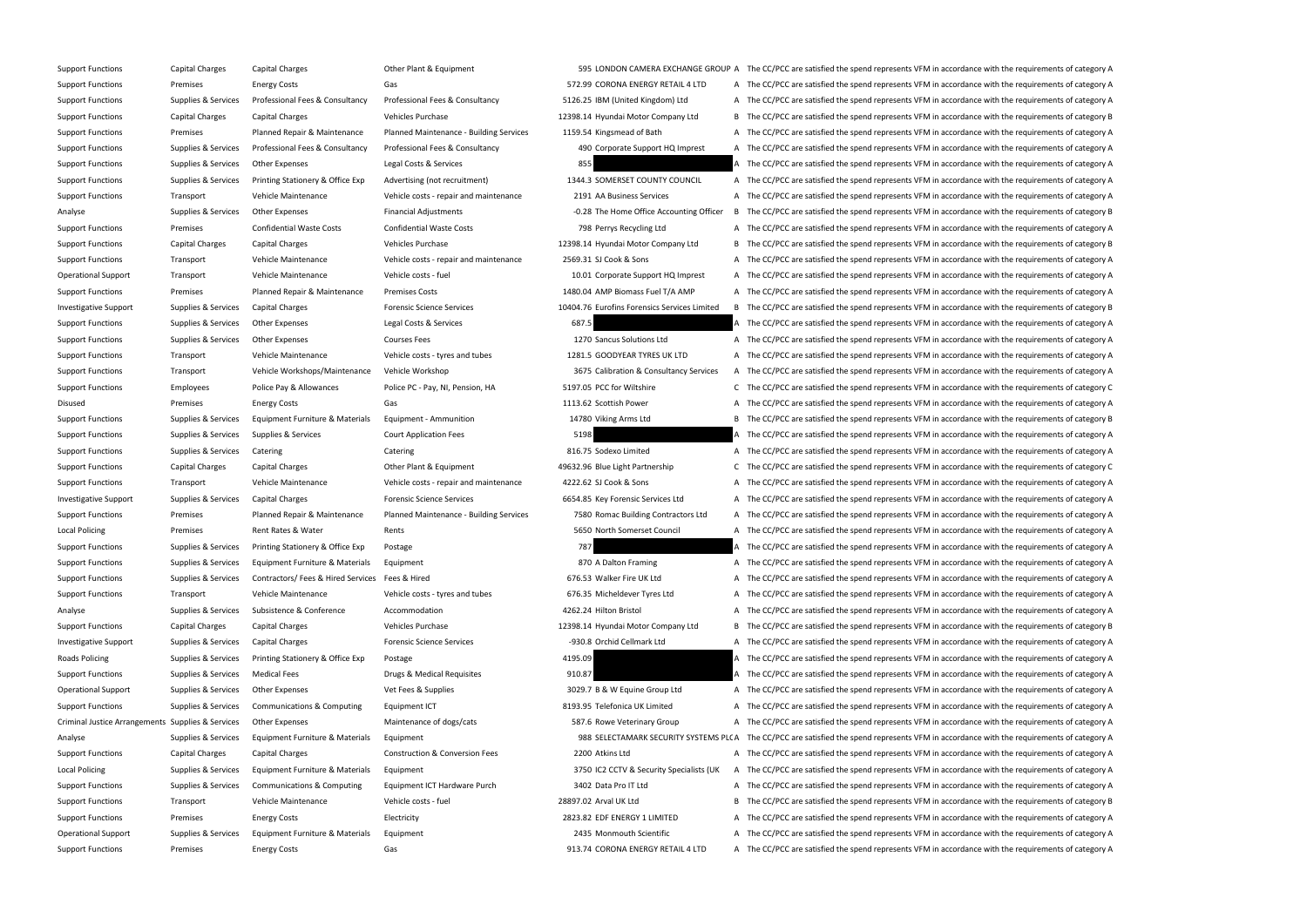| | | | | | | | |
|---|---|---|---|---|---|---|---|
| Support Functions | Capital Charges | Capital Charges | Other Plant & Equipment | 595 | LONDON CAMERA EXCHANGE GROUP | A | The CC/PCC are satisfied the spend represents VFM in accordance with the requirements of category A |
| Support Functions | Premises | Energy Costs | Gas | 572.99 | CORONA ENERGY RETAIL 4 LTD | A | The CC/PCC are satisfied the spend represents VFM in accordance with the requirements of category A |
| Support Functions | Supplies & Services | Professional Fees & Consultancy | Professional Fees & Consultancy | 5126.25 | IBM (United Kingdom) Ltd | A | The CC/PCC are satisfied the spend represents VFM in accordance with the requirements of category A |
| Support Functions | Capital Charges | Capital Charges | Vehicles Purchase | 12398.14 | Hyundai Motor Company Ltd | B | The CC/PCC are satisfied the spend represents VFM in accordance with the requirements of category B |
| Support Functions | Premises | Planned Repair & Maintenance | Planned Maintenance - Building Services | 1159.54 | Kingsmead of Bath | A | The CC/PCC are satisfied the spend represents VFM in accordance with the requirements of category A |
| Support Functions | Supplies & Services | Professional Fees & Consultancy | Professional Fees & Consultancy | 490 | Corporate Support HQ Imprest | A | The CC/PCC are satisfied the spend represents VFM in accordance with the requirements of category A |
| Support Functions | Supplies & Services | Other Expenses | Legal Costs & Services | 855 | | A | The CC/PCC are satisfied the spend represents VFM in accordance with the requirements of category A |
| Support Functions | Supplies & Services | Printing Stationery & Office Exp | Advertising (not recruitment) | 1344.3 | SOMERSET COUNTY COUNCIL | A | The CC/PCC are satisfied the spend represents VFM in accordance with the requirements of category A |
| Support Functions | Transport | Vehicle Maintenance | Vehicle costs - repair and maintenance | 2191 | AA Business Services | A | The CC/PCC are satisfied the spend represents VFM in accordance with the requirements of category A |
| Analyse | Supplies & Services | Other Expenses | Financial Adjustments | -0.28 | The Home Office Accounting Officer | B | The CC/PCC are satisfied the spend represents VFM in accordance with the requirements of category B |
| Support Functions | Premises | Confidential Waste Costs | Confidential Waste Costs | 798 | Perrys Recycling Ltd | A | The CC/PCC are satisfied the spend represents VFM in accordance with the requirements of category A |
| Support Functions | Capital Charges | Capital Charges | Vehicles Purchase | 12398.14 | Hyundai Motor Company Ltd | B | The CC/PCC are satisfied the spend represents VFM in accordance with the requirements of category B |
| Support Functions | Transport | Vehicle Maintenance | Vehicle costs - repair and maintenance | 2569.31 | SJ Cook & Sons | A | The CC/PCC are satisfied the spend represents VFM in accordance with the requirements of category A |
| Operational Support | Transport | Vehicle Maintenance | Vehicle costs - fuel | 10.01 | Corporate Support HQ Imprest | A | The CC/PCC are satisfied the spend represents VFM in accordance with the requirements of category A |
| Support Functions | Premises | Planned Repair & Maintenance | Premises Costs | 1480.04 | AMP Biomass Fuel T/A AMP | A | The CC/PCC are satisfied the spend represents VFM in accordance with the requirements of category A |
| Investigative Support | Supplies & Services | Capital Charges | Forensic Science Services | 10404.76 | Eurofins Forensics Services Limited | B | The CC/PCC are satisfied the spend represents VFM in accordance with the requirements of category B |
| Support Functions | Supplies & Services | Other Expenses | Legal Costs & Services | 687.5 | | A | The CC/PCC are satisfied the spend represents VFM in accordance with the requirements of category A |
| Support Functions | Supplies & Services | Other Expenses | Courses Fees | 1270 | Sancus Solutions Ltd | A | The CC/PCC are satisfied the spend represents VFM in accordance with the requirements of category A |
| Support Functions | Transport | Vehicle Maintenance | Vehicle costs - tyres and tubes | 1281.5 | GOODYEAR TYRES UK LTD | A | The CC/PCC are satisfied the spend represents VFM in accordance with the requirements of category A |
| Support Functions | Transport | Vehicle Workshops/Maintenance | Vehicle Workshop | 3675 | Calibration & Consultancy Services | A | The CC/PCC are satisfied the spend represents VFM in accordance with the requirements of category A |
| Support Functions | Employees | Police Pay & Allowances | Police PC - Pay, NI, Pension, HA | 5197.05 | PCC for Wiltshire | C | The CC/PCC are satisfied the spend represents VFM in accordance with the requirements of category C |
| Disused | Premises | Energy Costs | Gas | 1113.62 | Scottish Power | A | The CC/PCC are satisfied the spend represents VFM in accordance with the requirements of category A |
| Support Functions | Supplies & Services | Equipment Furniture & Materials | Equipment - Ammunition | 14780 | Viking Arms Ltd | B | The CC/PCC are satisfied the spend represents VFM in accordance with the requirements of category B |
| Support Functions | Supplies & Services | Supplies & Services | Court Application Fees | 5198 | | A | The CC/PCC are satisfied the spend represents VFM in accordance with the requirements of category A |
| Support Functions | Supplies & Services | Catering | Catering | 816.75 | Sodexo Limited | A | The CC/PCC are satisfied the spend represents VFM in accordance with the requirements of category A |
| Support Functions | Capital Charges | Capital Charges | Other Plant & Equipment | 49632.96 | Blue Light Partnership | C | The CC/PCC are satisfied the spend represents VFM in accordance with the requirements of category C |
| Support Functions | Transport | Vehicle Maintenance | Vehicle costs - repair and maintenance | 4222.62 | SJ Cook & Sons | A | The CC/PCC are satisfied the spend represents VFM in accordance with the requirements of category A |
| Investigative Support | Supplies & Services | Capital Charges | Forensic Science Services | 6654.85 | Key Forensic Services Ltd | A | The CC/PCC are satisfied the spend represents VFM in accordance with the requirements of category A |
| Support Functions | Premises | Planned Repair & Maintenance | Planned Maintenance - Building Services | 7580 | Romac Building Contractors Ltd | A | The CC/PCC are satisfied the spend represents VFM in accordance with the requirements of category A |
| Local Policing | Premises | Rent Rates & Water | Rents | 5650 | North Somerset Council | A | The CC/PCC are satisfied the spend represents VFM in accordance with the requirements of category A |
| Support Functions | Supplies & Services | Printing Stationery & Office Exp | Postage | 787 | | A | The CC/PCC are satisfied the spend represents VFM in accordance with the requirements of category A |
| Support Functions | Supplies & Services | Equipment Furniture & Materials | Equipment | 870 | A Dalton Framing | A | The CC/PCC are satisfied the spend represents VFM in accordance with the requirements of category A |
| Support Functions | Supplies & Services | Contractors/ Fees & Hired Services | Fees & Hired | 676.53 | Walker Fire UK Ltd | A | The CC/PCC are satisfied the spend represents VFM in accordance with the requirements of category A |
| Support Functions | Transport | Vehicle Maintenance | Vehicle costs - tyres and tubes | 676.35 | Micheldever Tyres Ltd | A | The CC/PCC are satisfied the spend represents VFM in accordance with the requirements of category A |
| Analyse | Supplies & Services | Subsistence & Conference | Accommodation | 4262.24 | Hilton Bristol | A | The CC/PCC are satisfied the spend represents VFM in accordance with the requirements of category A |
| Support Functions | Capital Charges | Capital Charges | Vehicles Purchase | 12398.14 | Hyundai Motor Company Ltd | B | The CC/PCC are satisfied the spend represents VFM in accordance with the requirements of category B |
| Investigative Support | Supplies & Services | Capital Charges | Forensic Science Services | -930.8 | Orchid Cellmark Ltd | A | The CC/PCC are satisfied the spend represents VFM in accordance with the requirements of category A |
| Roads Policing | Supplies & Services | Printing Stationery & Office Exp | Postage | 4195.09 | | A | The CC/PCC are satisfied the spend represents VFM in accordance with the requirements of category A |
| Support Functions | Supplies & Services | Medical Fees | Drugs & Medical Requisites | 910.87 | | A | The CC/PCC are satisfied the spend represents VFM in accordance with the requirements of category A |
| Operational Support | Supplies & Services | Other Expenses | Vet Fees & Supplies | 3029.7 | B & W Equine Group Ltd | A | The CC/PCC are satisfied the spend represents VFM in accordance with the requirements of category A |
| Support Functions | Supplies & Services | Communications & Computing | Equipment ICT | 8193.95 | Telefonica UK Limited | A | The CC/PCC are satisfied the spend represents VFM in accordance with the requirements of category A |
| Criminal Justice Arrangements | Supplies & Services | Other Expenses | Maintenance of dogs/cats | 587.6 | Rowe Veterinary Group | A | The CC/PCC are satisfied the spend represents VFM in accordance with the requirements of category A |
| Analyse | Supplies & Services | Equipment Furniture & Materials | Equipment | 988 | SELECTAMARK SECURITY SYSTEMS PLC | A | The CC/PCC are satisfied the spend represents VFM in accordance with the requirements of category A |
| Support Functions | Capital Charges | Capital Charges | Construction & Conversion Fees | 2200 | Atkins Ltd | A | The CC/PCC are satisfied the spend represents VFM in accordance with the requirements of category A |
| Local Policing | Supplies & Services | Equipment Furniture & Materials | Equipment | 3750 | IC2 CCTV & Security Specialists (UK | A | The CC/PCC are satisfied the spend represents VFM in accordance with the requirements of category A |
| Support Functions | Supplies & Services | Communications & Computing | Equipment ICT Hardware Purch | 3402 | Data Pro IT Ltd | A | The CC/PCC are satisfied the spend represents VFM in accordance with the requirements of category A |
| Support Functions | Transport | Vehicle Maintenance | Vehicle costs - fuel | 28897.02 | Arval UK Ltd | B | The CC/PCC are satisfied the spend represents VFM in accordance with the requirements of category B |
| Support Functions | Premises | Energy Costs | Electricity | 2823.82 | EDF ENERGY 1 LIMITED | A | The CC/PCC are satisfied the spend represents VFM in accordance with the requirements of category A |
| Operational Support | Supplies & Services | Equipment Furniture & Materials | Equipment | 2435 | Monmouth Scientific | A | The CC/PCC are satisfied the spend represents VFM in accordance with the requirements of category A |
| Support Functions | Premises | Energy Costs | Gas | 913.74 | CORONA ENERGY RETAIL 4 LTD | A | The CC/PCC are satisfied the spend represents VFM in accordance with the requirements of category A |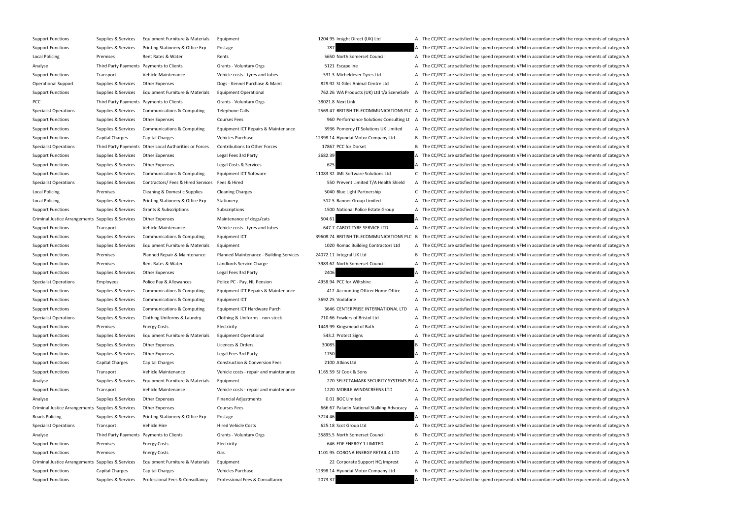| | | | | | | | |
|---|---|---|---|---|---|---|---|
| Support Functions | Supplies & Services | Equipment Furniture & Materials | Equipment | 1204.95 | Insight Direct (UK) Ltd | A | The CC/PCC are satisfied the spend represents VFM in accordance with the requirements of category A |
| Support Functions | Supplies & Services | Printing Stationery & Office Exp | Postage | 787 | | A | The CC/PCC are satisfied the spend represents VFM in accordance with the requirements of category A |
| Local Policing | Premises | Rent Rates & Water | Rents | 5650 | North Somerset Council | A | The CC/PCC are satisfied the spend represents VFM in accordance with the requirements of category A |
| Analyse | Third Party Payments | Payments to Clients | Grants - Voluntary Orgs | 5121 | Escapeline | A | The CC/PCC are satisfied the spend represents VFM in accordance with the requirements of category A |
| Support Functions | Transport | Vehicle Maintenance | Vehicle costs - tyres and tubes | 531.3 | Micheldever Tyres Ltd | A | The CC/PCC are satisfied the spend represents VFM in accordance with the requirements of category A |
| Operational Support | Supplies & Services | Other Expenses | Dogs - Kennel Purchase & Maint | 829.92 | St Giles Animal Centre Ltd | A | The CC/PCC are satisfied the spend represents VFM in accordance with the requirements of category A |
| Support Functions | Supplies & Services | Equipment Furniture & Materials | Equipment Operational | 762.26 | WA Products (UK) Ltd t/a SceneSafe | A | The CC/PCC are satisfied the spend represents VFM in accordance with the requirements of category A |
| PCC | Third Party Payments | Payments to Clients | Grants - Voluntary Orgs | 38021.8 | Next Link | B | The CC/PCC are satisfied the spend represents VFM in accordance with the requirements of category B |
| Specialist Operations | Supplies & Services | Communications & Computing | Telephone Calls | 2569.47 | BRITISH TELECOMMUNICATIONS PLC | A | The CC/PCC are satisfied the spend represents VFM in accordance with the requirements of category A |
| Support Functions | Supplies & Services | Other Expenses | Courses Fees | 960 | Performance Solutions Consulting Lt | A | The CC/PCC are satisfied the spend represents VFM in accordance with the requirements of category A |
| Support Functions | Supplies & Services | Communications & Computing | Equipment ICT Repairs & Maintenance | 3936 | Pomeroy IT Solutions UK Limited | A | The CC/PCC are satisfied the spend represents VFM in accordance with the requirements of category A |
| Support Functions | Capital Charges | Capital Charges | Vehicles Purchase | 12398.14 | Hyundai Motor Company Ltd | B | The CC/PCC are satisfied the spend represents VFM in accordance with the requirements of category B |
| Specialist Operations | Third Party Payments | Other Local Authorities or Forces | Contributions to Other Forces | 17867 | PCC for Dorset | B | The CC/PCC are satisfied the spend represents VFM in accordance with the requirements of category B |
| Support Functions | Supplies & Services | Other Expenses | Legal Fees 3rd Party | 2682.39 | | A | The CC/PCC are satisfied the spend represents VFM in accordance with the requirements of category A |
| Support Functions | Supplies & Services | Other Expenses | Legal Costs & Services | 625 | | A | The CC/PCC are satisfied the spend represents VFM in accordance with the requirements of category A |
| Support Functions | Supplies & Services | Communications & Computing | Equipment ICT Software | 11083.32 | JML Software Solutions Ltd | C | The CC/PCC are satisfied the spend represents VFM in accordance with the requirements of category C |
| Specialist Operations | Supplies & Services | Contractors/ Fees & Hired Services | Fees & Hired | 550 | Prevent Limited T/A Health Shield | A | The CC/PCC are satisfied the spend represents VFM in accordance with the requirements of category A |
| Local Policing | Premises | Cleaning & Domestic Supplies | Cleaning Charges | 5040 | Blue Light Partnership | C | The CC/PCC are satisfied the spend represents VFM in accordance with the requirements of category C |
| Local Policing | Supplies & Services | Printing Stationery & Office Exp | Stationery | 512.5 | Banner Group Limited | A | The CC/PCC are satisfied the spend represents VFM in accordance with the requirements of category A |
| Support Functions | Supplies & Services | Grants & Subscriptions | Subscriptions | 1500 | National Police Estate Group | A | The CC/PCC are satisfied the spend represents VFM in accordance with the requirements of category A |
| Criminal Justice Arrangements | Supplies & Services | Other Expenses | Maintenance of dogs/cats | 504.61 | | A | The CC/PCC are satisfied the spend represents VFM in accordance with the requirements of category A |
| Support Functions | Transport | Vehicle Maintenance | Vehicle costs - tyres and tubes | 647.7 | CABOT TYRE SERVICE LTD | A | The CC/PCC are satisfied the spend represents VFM in accordance with the requirements of category A |
| Support Functions | Supplies & Services | Communications & Computing | Equipment ICT | 39608.74 | BRITISH TELECOMMUNICATIONS PLC | B | The CC/PCC are satisfied the spend represents VFM in accordance with the requirements of category B |
| Support Functions | Supplies & Services | Equipment Furniture & Materials | Equipment | 1020 | Romac Building Contractors Ltd | A | The CC/PCC are satisfied the spend represents VFM in accordance with the requirements of category A |
| Support Functions | Premises | Planned Repair & Maintenance | Planned Maintenance - Building Services | 24072.11 | Integral UK Ltd | B | The CC/PCC are satisfied the spend represents VFM in accordance with the requirements of category B |
| Support Functions | Premises | Rent Rates & Water | Landlords Service Charge | 3983.62 | North Somerset Council | A | The CC/PCC are satisfied the spend represents VFM in accordance with the requirements of category A |
| Support Functions | Supplies & Services | Other Expenses | Legal Fees 3rd Party | 2406 | | A | The CC/PCC are satisfied the spend represents VFM in accordance with the requirements of category A |
| Specialist Operations | Employees | Police Pay & Allowances | Police PC - Pay, NI, Pension | 4958.94 | PCC for Wiltshire | A | The CC/PCC are satisfied the spend represents VFM in accordance with the requirements of category A |
| Support Functions | Supplies & Services | Communications & Computing | Equipment ICT Repairs & Maintenance | 412 | Accounting Officer Home Office | A | The CC/PCC are satisfied the spend represents VFM in accordance with the requirements of category A |
| Support Functions | Supplies & Services | Communications & Computing | Equipment ICT | 3692.25 | Vodafone | A | The CC/PCC are satisfied the spend represents VFM in accordance with the requirements of category A |
| Support Functions | Supplies & Services | Communications & Computing | Equipment ICT Hardware Purch | 3646 | CENTERPRISE INTERNATIONAL LTD | A | The CC/PCC are satisfied the spend represents VFM in accordance with the requirements of category A |
| Specialist Operations | Supplies & Services | Clothing Uniforms & Laundry | Clothing & Uniforms - non-stock | 710.66 | Fowlers of Bristol Ltd | A | The CC/PCC are satisfied the spend represents VFM in accordance with the requirements of category A |
| Support Functions | Premises | Energy Costs | Electricity | 1449.99 | Kingsmead of Bath | A | The CC/PCC are satisfied the spend represents VFM in accordance with the requirements of category A |
| Support Functions | Supplies & Services | Equipment Furniture & Materials | Equipment Operational | 543.2 | Protect Signs | A | The CC/PCC are satisfied the spend represents VFM in accordance with the requirements of category A |
| Support Functions | Supplies & Services | Other Expenses | Licences & Orders | 30085 | | B | The CC/PCC are satisfied the spend represents VFM in accordance with the requirements of category B |
| Support Functions | Supplies & Services | Other Expenses | Legal Fees 3rd Party | 1750 | | A | The CC/PCC are satisfied the spend represents VFM in accordance with the requirements of category A |
| Support Functions | Capital Charges | Capital Charges | Construction & Conversion Fees | 2100 | Atkins Ltd | A | The CC/PCC are satisfied the spend represents VFM in accordance with the requirements of category A |
| Support Functions | Transport | Vehicle Maintenance | Vehicle costs - repair and maintenance | 1165.59 | SJ Cook & Sons | A | The CC/PCC are satisfied the spend represents VFM in accordance with the requirements of category A |
| Analyse | Supplies & Services | Equipment Furniture & Materials | Equipment | 270 | SELECTAMARK SECURITY SYSTEMS PLC | A | The CC/PCC are satisfied the spend represents VFM in accordance with the requirements of category A |
| Support Functions | Transport | Vehicle Maintenance | Vehicle costs - repair and maintenance | 1220 | MOBILE WINDSCREENS LTD | A | The CC/PCC are satisfied the spend represents VFM in accordance with the requirements of category A |
| Analyse | Supplies & Services | Other Expenses | Financial Adjustments | 0.01 | BOC Limited | A | The CC/PCC are satisfied the spend represents VFM in accordance with the requirements of category A |
| Criminal Justice Arrangements | Supplies & Services | Other Expenses | Courses Fees | 666.67 | Paladin National Stalking Advocacy | A | The CC/PCC are satisfied the spend represents VFM in accordance with the requirements of category A |
| Roads Policing | Supplies & Services | Printing Stationery & Office Exp | Postage | 3724.46 | | A | The CC/PCC are satisfied the spend represents VFM in accordance with the requirements of category A |
| Specialist Operations | Transport | Vehicle Hire | Hired Vehicle Costs | 625.18 | Scot Group Ltd | A | The CC/PCC are satisfied the spend represents VFM in accordance with the requirements of category A |
| Analyse | Third Party Payments | Payments to Clients | Grants - Voluntary Orgs | 35895.5 | North Somerset Council | B | The CC/PCC are satisfied the spend represents VFM in accordance with the requirements of category B |
| Support Functions | Premises | Energy Costs | Electricity | 646 | EDF ENERGY 1 LIMITED | A | The CC/PCC are satisfied the spend represents VFM in accordance with the requirements of category A |
| Support Functions | Premises | Energy Costs | Gas | 1101.95 | CORONA ENERGY RETAIL 4 LTD | A | The CC/PCC are satisfied the spend represents VFM in accordance with the requirements of category A |
| Criminal Justice Arrangements | Supplies & Services | Equipment Furniture & Materials | Equipment | 22 | Corporate Support HQ Imprest | A | The CC/PCC are satisfied the spend represents VFM in accordance with the requirements of category A |
| Support Functions | Capital Charges | Capital Charges | Vehicles Purchase | 12398.14 | Hyundai Motor Company Ltd | B | The CC/PCC are satisfied the spend represents VFM in accordance with the requirements of category B |
| Support Functions | Supplies & Services | Professional Fees & Consultancy | Professional Fees & Consultancy | 2073.37 | | A | The CC/PCC are satisfied the spend represents VFM in accordance with the requirements of category A |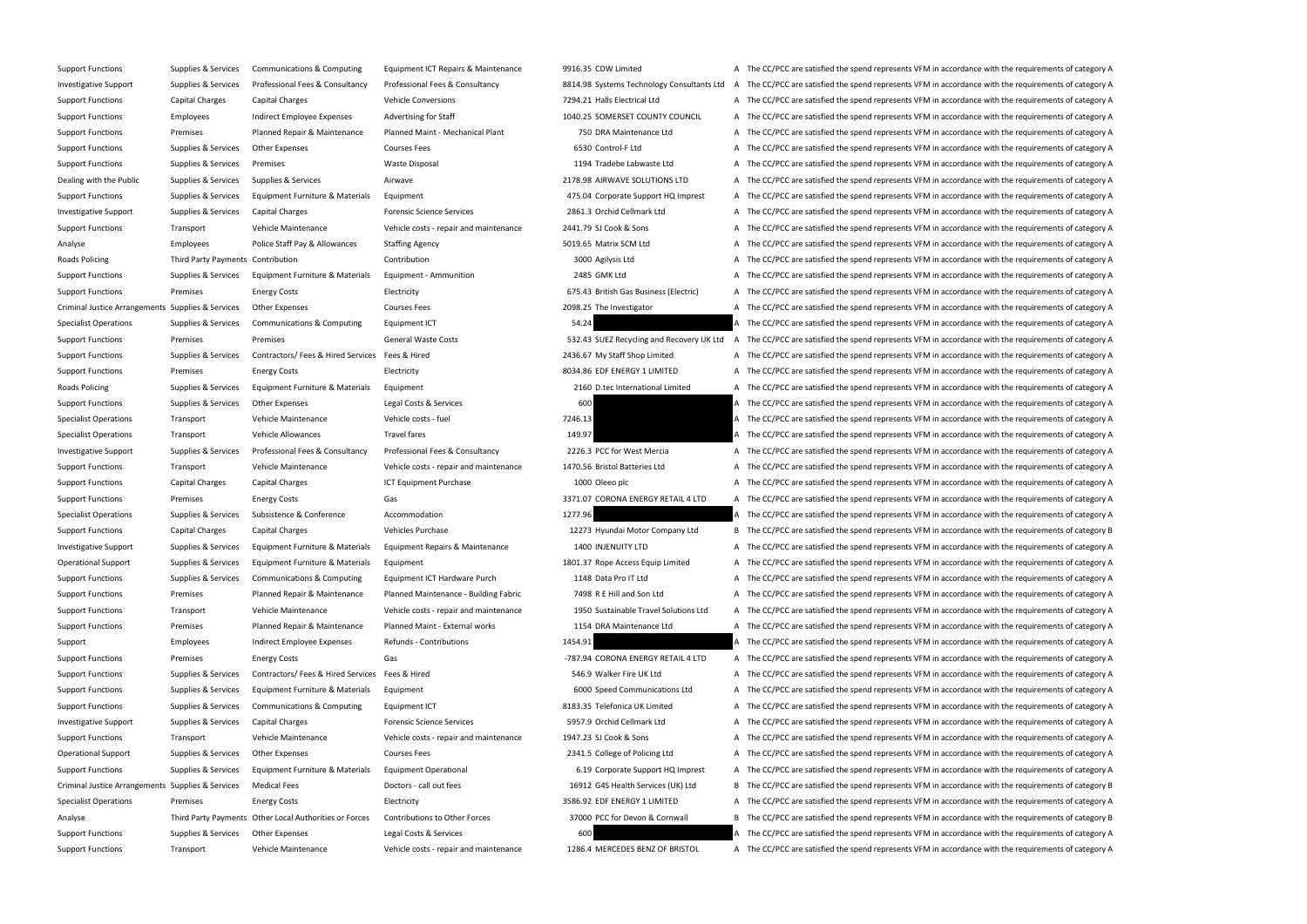| | | | | | | | |
|---|---|---|---|---|---|---|---|
| Support Functions | Supplies & Services | Communications & Computing | Equipment ICT Repairs & Maintenance | 9916.35 | CDW Limited | A | The CC/PCC are satisfied the spend represents VFM in accordance with the requirements of category A |
| Investigative Support | Supplies & Services | Professional Fees & Consultancy | Professional Fees & Consultancy | 8814.98 | Systems Technology Consultants Ltd | A | The CC/PCC are satisfied the spend represents VFM in accordance with the requirements of category A |
| Support Functions | Capital Charges | Capital Charges | Vehicle Conversions | 7294.21 | Halls Electrical Ltd | A | The CC/PCC are satisfied the spend represents VFM in accordance with the requirements of category A |
| Support Functions | Employees | Indirect Employee Expenses | Advertising for Staff | 1040.25 | SOMERSET COUNTY COUNCIL | A | The CC/PCC are satisfied the spend represents VFM in accordance with the requirements of category A |
| Support Functions | Premises | Planned Repair & Maintenance | Planned Maint - Mechanical Plant | 750 | DRA Maintenance Ltd | A | The CC/PCC are satisfied the spend represents VFM in accordance with the requirements of category A |
| Support Functions | Supplies & Services | Other Expenses | Courses Fees | 6530 | Control-F Ltd | A | The CC/PCC are satisfied the spend represents VFM in accordance with the requirements of category A |
| Support Functions | Supplies & Services | Premises | Waste Disposal | 1194 | Tradebe Labwaste Ltd | A | The CC/PCC are satisfied the spend represents VFM in accordance with the requirements of category A |
| Dealing with the Public | Supplies & Services | Supplies & Services | Airwave | 2178.98 | AIRWAVE SOLUTIONS LTD | A | The CC/PCC are satisfied the spend represents VFM in accordance with the requirements of category A |
| Support Functions | Supplies & Services | Equipment Furniture & Materials | Equipment | 475.04 | Corporate Support HQ Imprest | A | The CC/PCC are satisfied the spend represents VFM in accordance with the requirements of category A |
| Investigative Support | Supplies & Services | Capital Charges | Forensic Science Services | 2861.3 | Orchid Cellmark Ltd | A | The CC/PCC are satisfied the spend represents VFM in accordance with the requirements of category A |
| Support Functions | Transport | Vehicle Maintenance | Vehicle costs - repair and maintenance | 2441.79 | SJ Cook & Sons | A | The CC/PCC are satisfied the spend represents VFM in accordance with the requirements of category A |
| Analyse | Employees | Police Staff Pay & Allowances | Staffing Agency | 5019.65 | Matrix SCM Ltd | A | The CC/PCC are satisfied the spend represents VFM in accordance with the requirements of category A |
| Roads Policing | Third Party Payments | Contribution | Contribution | 3000 | Agilysis Ltd | A | The CC/PCC are satisfied the spend represents VFM in accordance with the requirements of category A |
| Support Functions | Supplies & Services | Equipment Furniture & Materials | Equipment - Ammunition | 2485 | GMK Ltd | A | The CC/PCC are satisfied the spend represents VFM in accordance with the requirements of category A |
| Support Functions | Premises | Energy Costs | Electricity | 675.43 | British Gas Business (Electric) | A | The CC/PCC are satisfied the spend represents VFM in accordance with the requirements of category A |
| Criminal Justice Arrangements | Supplies & Services | Other Expenses | Courses Fees | 2098.25 | The Investigator | A | The CC/PCC are satisfied the spend represents VFM in accordance with the requirements of category A |
| Specialist Operations | Supplies & Services | Communications & Computing | Equipment ICT | 54.24 | | A | The CC/PCC are satisfied the spend represents VFM in accordance with the requirements of category A |
| Support Functions | Premises | Premises | General Waste Costs | 532.43 | SUEZ Recycling and Recovery UK Ltd | A | The CC/PCC are satisfied the spend represents VFM in accordance with the requirements of category A |
| Support Functions | Supplies & Services | Contractors/ Fees & Hired Services | Fees & Hired | 2436.67 | My Staff Shop Limited | A | The CC/PCC are satisfied the spend represents VFM in accordance with the requirements of category A |
| Support Functions | Premises | Energy Costs | Electricity | 8034.86 | EDF ENERGY 1 LIMITED | A | The CC/PCC are satisfied the spend represents VFM in accordance with the requirements of category A |
| Roads Policing | Supplies & Services | Equipment Furniture & Materials | Equipment | 2160 | D.tec International Limited | A | The CC/PCC are satisfied the spend represents VFM in accordance with the requirements of category A |
| Support Functions | Supplies & Services | Other Expenses | Legal Costs & Services | 600 | | A | The CC/PCC are satisfied the spend represents VFM in accordance with the requirements of category A |
| Specialist Operations | Transport | Vehicle Maintenance | Vehicle costs - fuel | 7246.13 | | A | The CC/PCC are satisfied the spend represents VFM in accordance with the requirements of category A |
| Specialist Operations | Transport | Vehicle Allowances | Travel fares | 149.97 | | A | The CC/PCC are satisfied the spend represents VFM in accordance with the requirements of category A |
| Investigative Support | Supplies & Services | Professional Fees & Consultancy | Professional Fees & Consultancy | 2226.3 | PCC for West Mercia | A | The CC/PCC are satisfied the spend represents VFM in accordance with the requirements of category A |
| Support Functions | Transport | Vehicle Maintenance | Vehicle costs - repair and maintenance | 1470.56 | Bristol Batteries Ltd | A | The CC/PCC are satisfied the spend represents VFM in accordance with the requirements of category A |
| Support Functions | Capital Charges | Capital Charges | ICT Equipment Purchase | 1000 | Oleeo plc | A | The CC/PCC are satisfied the spend represents VFM in accordance with the requirements of category A |
| Support Functions | Premises | Energy Costs | Gas | 3371.07 | CORONA ENERGY RETAIL 4 LTD | A | The CC/PCC are satisfied the spend represents VFM in accordance with the requirements of category A |
| Specialist Operations | Supplies & Services | Subsistence & Conference | Accommodation | 1277.96 | | A | The CC/PCC are satisfied the spend represents VFM in accordance with the requirements of category A |
| Support Functions | Capital Charges | Capital Charges | Vehicles Purchase | 12273 | Hyundai Motor Company Ltd | B | The CC/PCC are satisfied the spend represents VFM in accordance with the requirements of category B |
| Investigative Support | Supplies & Services | Equipment Furniture & Materials | Equipment Repairs & Maintenance | 1400 | INJENUITY LTD | A | The CC/PCC are satisfied the spend represents VFM in accordance with the requirements of category A |
| Operational Support | Supplies & Services | Equipment Furniture & Materials | Equipment | 1801.37 | Rope Access Equip Limited | A | The CC/PCC are satisfied the spend represents VFM in accordance with the requirements of category A |
| Support Functions | Supplies & Services | Communications & Computing | Equipment ICT Hardware Purch | 1148 | Data Pro IT Ltd | A | The CC/PCC are satisfied the spend represents VFM in accordance with the requirements of category A |
| Support Functions | Premises | Planned Repair & Maintenance | Planned Maintenance - Building Fabric | 7498 | R E Hill and Son Ltd | A | The CC/PCC are satisfied the spend represents VFM in accordance with the requirements of category A |
| Support Functions | Transport | Vehicle Maintenance | Vehicle costs - repair and maintenance | 1950 | Sustainable Travel Solutions Ltd | A | The CC/PCC are satisfied the spend represents VFM in accordance with the requirements of category A |
| Support Functions | Premises | Planned Repair & Maintenance | Planned Maint - External works | 1154 | DRA Maintenance Ltd | A | The CC/PCC are satisfied the spend represents VFM in accordance with the requirements of category A |
| Support | Employees | Indirect Employee Expenses | Refunds - Contributions | 1454.91 | | A | The CC/PCC are satisfied the spend represents VFM in accordance with the requirements of category A |
| Support Functions | Premises | Energy Costs | Gas | -787.94 | CORONA ENERGY RETAIL 4 LTD | A | The CC/PCC are satisfied the spend represents VFM in accordance with the requirements of category A |
| Support Functions | Supplies & Services | Contractors/ Fees & Hired Services | Fees & Hired | 546.9 | Walker Fire UK Ltd | A | The CC/PCC are satisfied the spend represents VFM in accordance with the requirements of category A |
| Support Functions | Supplies & Services | Equipment Furniture & Materials | Equipment | 6000 | Speed Communications Ltd | A | The CC/PCC are satisfied the spend represents VFM in accordance with the requirements of category A |
| Support Functions | Supplies & Services | Communications & Computing | Equipment ICT | 8183.35 | Telefonica UK Limited | A | The CC/PCC are satisfied the spend represents VFM in accordance with the requirements of category A |
| Investigative Support | Supplies & Services | Capital Charges | Forensic Science Services | 5957.9 | Orchid Cellmark Ltd | A | The CC/PCC are satisfied the spend represents VFM in accordance with the requirements of category A |
| Support Functions | Transport | Vehicle Maintenance | Vehicle costs - repair and maintenance | 1947.23 | SJ Cook & Sons | A | The CC/PCC are satisfied the spend represents VFM in accordance with the requirements of category A |
| Operational Support | Supplies & Services | Other Expenses | Courses Fees | 2341.5 | College of Policing Ltd | A | The CC/PCC are satisfied the spend represents VFM in accordance with the requirements of category A |
| Support Functions | Supplies & Services | Equipment Furniture & Materials | Equipment Operational | 6.19 | Corporate Support HQ Imprest | A | The CC/PCC are satisfied the spend represents VFM in accordance with the requirements of category A |
| Criminal Justice Arrangements | Supplies & Services | Medical Fees | Doctors - call out fees | 16912 | G4S Health Services (UK) Ltd | B | The CC/PCC are satisfied the spend represents VFM in accordance with the requirements of category B |
| Specialist Operations | Premises | Energy Costs | Electricity | 3586.92 | EDF ENERGY 1 LIMITED | A | The CC/PCC are satisfied the spend represents VFM in accordance with the requirements of category A |
| Analyse | Third Party Payments | Other Local Authorities or Forces | Contributions to Other Forces | 37000 | PCC for Devon & Cornwall | B | The CC/PCC are satisfied the spend represents VFM in accordance with the requirements of category B |
| Support Functions | Supplies & Services | Other Expenses | Legal Costs & Services | 600 | | A | The CC/PCC are satisfied the spend represents VFM in accordance with the requirements of category A |
| Support Functions | Transport | Vehicle Maintenance | Vehicle costs - repair and maintenance | 1286.4 | MERCEDES BENZ OF BRISTOL | A | The CC/PCC are satisfied the spend represents VFM in accordance with the requirements of category A |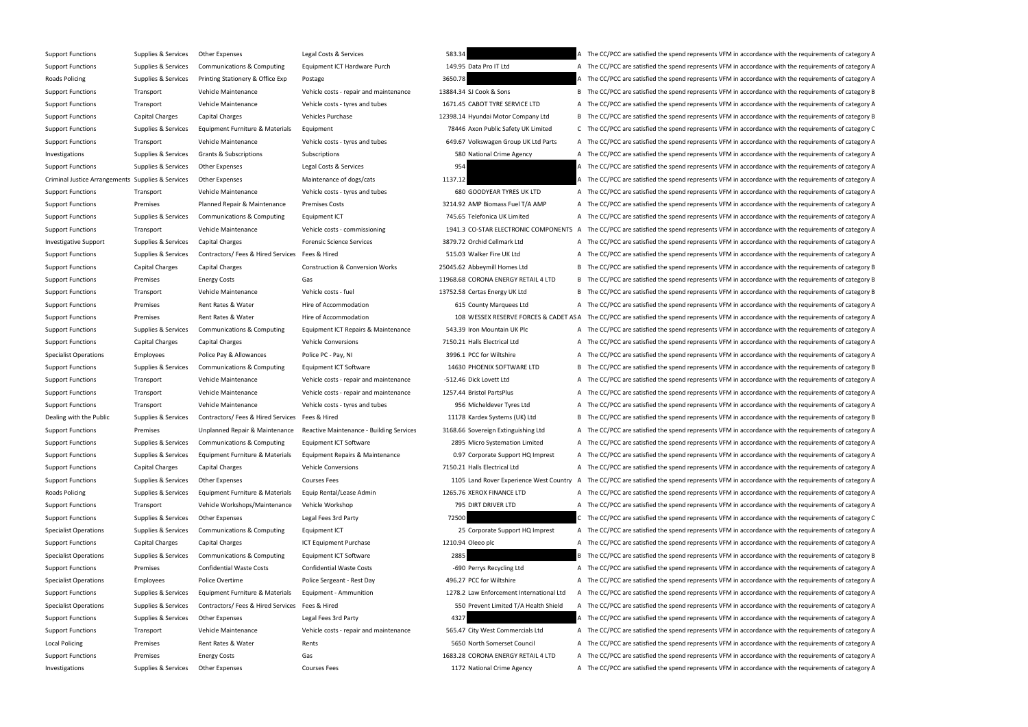| | | | | | | | |
|---|---|---|---|---|---|---|---|
| Support Functions | Supplies & Services | Other Expenses | Legal Costs & Services | 583.34 | | A | The CC/PCC are satisfied the spend represents VFM in accordance with the requirements of category A |
| Support Functions | Supplies & Services | Communications & Computing | Equipment ICT Hardware Purch | 149.95 | Data Pro IT Ltd | A | The CC/PCC are satisfied the spend represents VFM in accordance with the requirements of category A |
| Roads Policing | Supplies & Services | Printing Stationery & Office Exp | Postage | 3650.78 | | A | The CC/PCC are satisfied the spend represents VFM in accordance with the requirements of category A |
| Support Functions | Transport | Vehicle Maintenance | Vehicle costs - repair and maintenance | 13884.34 | SJ Cook & Sons | B | The CC/PCC are satisfied the spend represents VFM in accordance with the requirements of category B |
| Support Functions | Transport | Vehicle Maintenance | Vehicle costs - tyres and tubes | 1671.45 | CABOT TYRE SERVICE LTD | A | The CC/PCC are satisfied the spend represents VFM in accordance with the requirements of category A |
| Support Functions | Capital Charges | Capital Charges | Vehicles Purchase | 12398.14 | Hyundai Motor Company Ltd | B | The CC/PCC are satisfied the spend represents VFM in accordance with the requirements of category B |
| Support Functions | Supplies & Services | Equipment Furniture & Materials | Equipment | 78446 | Axon Public Safety UK Limited | C | The CC/PCC are satisfied the spend represents VFM in accordance with the requirements of category C |
| Support Functions | Transport | Vehicle Maintenance | Vehicle costs - tyres and tubes | 649.67 | Volkswagen Group UK Ltd Parts | A | The CC/PCC are satisfied the spend represents VFM in accordance with the requirements of category A |
| Investigations | Supplies & Services | Grants & Subscriptions | Subscriptions | 580 | National Crime Agency | A | The CC/PCC are satisfied the spend represents VFM in accordance with the requirements of category A |
| Support Functions | Supplies & Services | Other Expenses | Legal Costs & Services | 954 | | A | The CC/PCC are satisfied the spend represents VFM in accordance with the requirements of category A |
| Criminal Justice Arrangements | Supplies & Services | Other Expenses | Maintenance of dogs/cats | 1137.12 | | A | The CC/PCC are satisfied the spend represents VFM in accordance with the requirements of category A |
| Support Functions | Transport | Vehicle Maintenance | Vehicle costs - tyres and tubes | 680 | GOODYEAR TYRES UK LTD | A | The CC/PCC are satisfied the spend represents VFM in accordance with the requirements of category A |
| Support Functions | Premises | Planned Repair & Maintenance | Premises Costs | 3214.92 | AMP Biomass Fuel T/A AMP | A | The CC/PCC are satisfied the spend represents VFM in accordance with the requirements of category A |
| Support Functions | Supplies & Services | Communications & Computing | Equipment ICT | 745.65 | Telefonica UK Limited | A | The CC/PCC are satisfied the spend represents VFM in accordance with the requirements of category A |
| Support Functions | Transport | Vehicle Maintenance | Vehicle costs - commissioning | 1941.3 | CO-STAR ELECTRONIC COMPONENTS | A | The CC/PCC are satisfied the spend represents VFM in accordance with the requirements of category A |
| Investigative Support | Supplies & Services | Capital Charges | Forensic Science Services | 3879.72 | Orchid Cellmark Ltd | A | The CC/PCC are satisfied the spend represents VFM in accordance with the requirements of category A |
| Support Functions | Supplies & Services | Contractors/ Fees & Hired Services | Fees & Hired | 515.03 | Walker Fire UK Ltd | A | The CC/PCC are satisfied the spend represents VFM in accordance with the requirements of category A |
| Support Functions | Capital Charges | Capital Charges | Construction & Conversion Works | 25045.62 | Abbeymill Homes Ltd | B | The CC/PCC are satisfied the spend represents VFM in accordance with the requirements of category B |
| Support Functions | Premises | Energy Costs | Gas | 11968.68 | CORONA ENERGY RETAIL 4 LTD | B | The CC/PCC are satisfied the spend represents VFM in accordance with the requirements of category B |
| Support Functions | Transport | Vehicle Maintenance | Vehicle costs - fuel | 13752.58 | Certas Energy UK Ltd | B | The CC/PCC are satisfied the spend represents VFM in accordance with the requirements of category B |
| Support Functions | Premises | Rent Rates & Water | Hire of Accommodation | 615 | County Marquees Ltd | A | The CC/PCC are satisfied the spend represents VFM in accordance with the requirements of category A |
| Support Functions | Premises | Rent Rates & Water | Hire of Accommodation | 108 | WESSEX RESERVE FORCES & CADET AS | A | The CC/PCC are satisfied the spend represents VFM in accordance with the requirements of category A |
| Support Functions | Supplies & Services | Communications & Computing | Equipment ICT Repairs & Maintenance | 543.39 | Iron Mountain UK Plc | A | The CC/PCC are satisfied the spend represents VFM in accordance with the requirements of category A |
| Support Functions | Capital Charges | Capital Charges | Vehicle Conversions | 7150.21 | Halls Electrical Ltd | A | The CC/PCC are satisfied the spend represents VFM in accordance with the requirements of category A |
| Specialist Operations | Employees | Police Pay & Allowances | Police PC - Pay, NI | 3996.1 | PCC for Wiltshire | A | The CC/PCC are satisfied the spend represents VFM in accordance with the requirements of category A |
| Support Functions | Supplies & Services | Communications & Computing | Equipment ICT Software | 14630 | PHOENIX SOFTWARE LTD | B | The CC/PCC are satisfied the spend represents VFM in accordance with the requirements of category B |
| Support Functions | Transport | Vehicle Maintenance | Vehicle costs - repair and maintenance | -512.46 | Dick Lovett Ltd | A | The CC/PCC are satisfied the spend represents VFM in accordance with the requirements of category A |
| Support Functions | Transport | Vehicle Maintenance | Vehicle costs - repair and maintenance | 1257.44 | Bristol PartsPlus | A | The CC/PCC are satisfied the spend represents VFM in accordance with the requirements of category A |
| Support Functions | Transport | Vehicle Maintenance | Vehicle costs - tyres and tubes | 956 | Micheldever Tyres Ltd | A | The CC/PCC are satisfied the spend represents VFM in accordance with the requirements of category A |
| Dealing with the Public | Supplies & Services | Contractors/ Fees & Hired Services | Fees & Hired | 11178 | Kardex Systems (UK) Ltd | B | The CC/PCC are satisfied the spend represents VFM in accordance with the requirements of category B |
| Support Functions | Premises | Unplanned Repair & Maintenance | Reactive Maintenance - Building Services | 3168.66 | Sovereign Extinguishing Ltd | A | The CC/PCC are satisfied the spend represents VFM in accordance with the requirements of category A |
| Support Functions | Supplies & Services | Communications & Computing | Equipment ICT Software | 2895 | Micro Systemation Limited | A | The CC/PCC are satisfied the spend represents VFM in accordance with the requirements of category A |
| Support Functions | Supplies & Services | Equipment Furniture & Materials | Equipment Repairs & Maintenance | 0.97 | Corporate Support HQ Imprest | A | The CC/PCC are satisfied the spend represents VFM in accordance with the requirements of category A |
| Support Functions | Capital Charges | Capital Charges | Vehicle Conversions | 7150.21 | Halls Electrical Ltd | A | The CC/PCC are satisfied the spend represents VFM in accordance with the requirements of category A |
| Support Functions | Supplies & Services | Other Expenses | Courses Fees | 1105 | Land Rover Experience West Country | A | The CC/PCC are satisfied the spend represents VFM in accordance with the requirements of category A |
| Roads Policing | Supplies & Services | Equipment Furniture & Materials | Equip Rental/Lease Admin | 1265.76 | XEROX FINANCE LTD | A | The CC/PCC are satisfied the spend represents VFM in accordance with the requirements of category A |
| Support Functions | Transport | Vehicle Workshops/Maintenance | Vehicle Workshop | 795 | DIRT DRIVER LTD | A | The CC/PCC are satisfied the spend represents VFM in accordance with the requirements of category A |
| Support Functions | Supplies & Services | Other Expenses | Legal Fees 3rd Party | 72500 | | C | The CC/PCC are satisfied the spend represents VFM in accordance with the requirements of category C |
| Specialist Operations | Supplies & Services | Communications & Computing | Equipment ICT | 25 | Corporate Support HQ Imprest | A | The CC/PCC are satisfied the spend represents VFM in accordance with the requirements of category A |
| Support Functions | Capital Charges | Capital Charges | ICT Equipment Purchase | 1210.94 | Oleeo plc | A | The CC/PCC are satisfied the spend represents VFM in accordance with the requirements of category A |
| Specialist Operations | Supplies & Services | Communications & Computing | Equipment ICT Software | 2885 | | B | The CC/PCC are satisfied the spend represents VFM in accordance with the requirements of category B |
| Support Functions | Premises | Confidential Waste Costs | Confidential Waste Costs | -690 | Perrys Recycling Ltd | A | The CC/PCC are satisfied the spend represents VFM in accordance with the requirements of category A |
| Specialist Operations | Employees | Police Overtime | Police Sergeant - Rest Day | 496.27 | PCC for Wiltshire | A | The CC/PCC are satisfied the spend represents VFM in accordance with the requirements of category A |
| Support Functions | Supplies & Services | Equipment Furniture & Materials | Equipment - Ammunition | 1278.2 | Law Enforcement International Ltd | A | The CC/PCC are satisfied the spend represents VFM in accordance with the requirements of category A |
| Specialist Operations | Supplies & Services | Contractors/ Fees & Hired Services | Fees & Hired | 550 | Prevent Limited T/A Health Shield | A | The CC/PCC are satisfied the spend represents VFM in accordance with the requirements of category A |
| Support Functions | Supplies & Services | Other Expenses | Legal Fees 3rd Party | 4327 | | A | The CC/PCC are satisfied the spend represents VFM in accordance with the requirements of category A |
| Support Functions | Transport | Vehicle Maintenance | Vehicle costs - repair and maintenance | 565.47 | City West Commercials Ltd | A | The CC/PCC are satisfied the spend represents VFM in accordance with the requirements of category A |
| Local Policing | Premises | Rent Rates & Water | Rents | 5650 | North Somerset Council | A | The CC/PCC are satisfied the spend represents VFM in accordance with the requirements of category A |
| Support Functions | Premises | Energy Costs | Gas | 1683.28 | CORONA ENERGY RETAIL 4 LTD | A | The CC/PCC are satisfied the spend represents VFM in accordance with the requirements of category A |
| Investigations | Supplies & Services | Other Expenses | Courses Fees | 1172 | National Crime Agency | A | The CC/PCC are satisfied the spend represents VFM in accordance with the requirements of category A |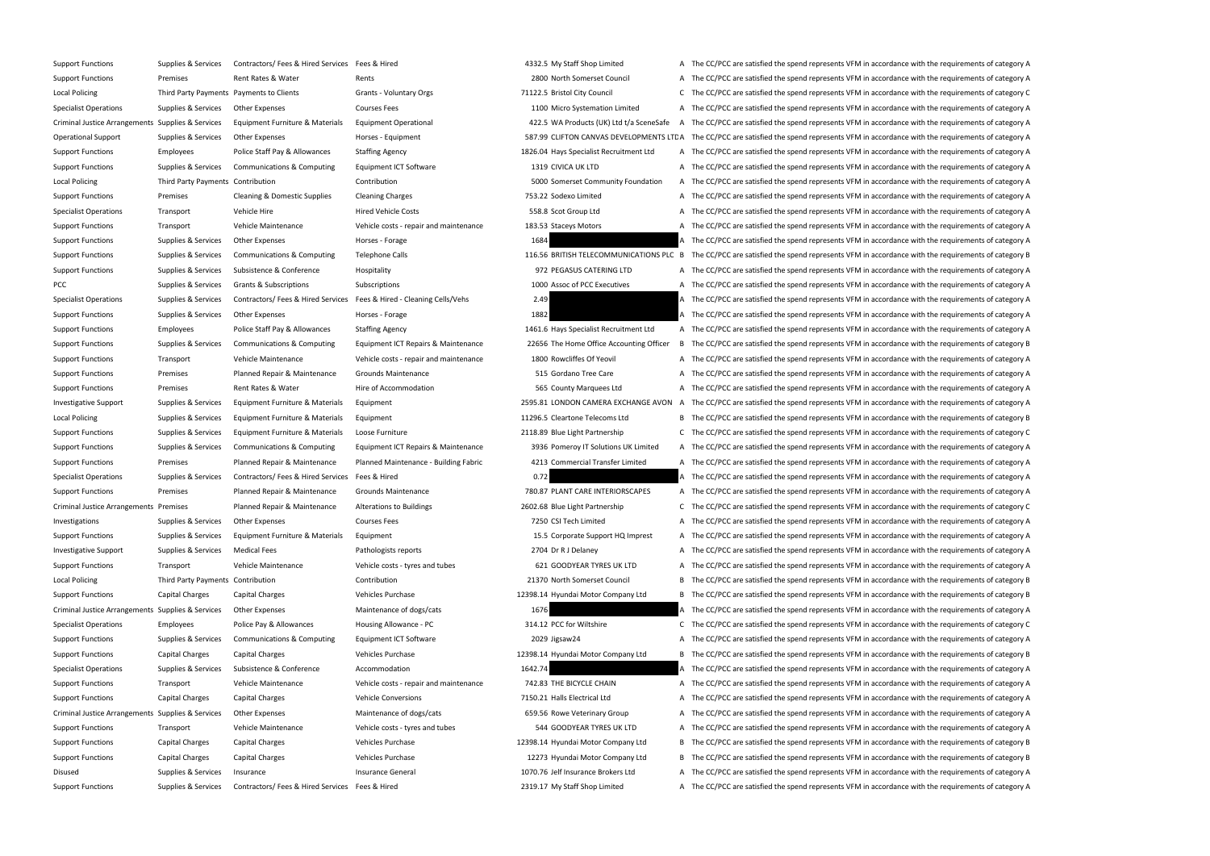| | | | | | | | |
|---|---|---|---|---|---|---|---|
| Support Functions | Supplies & Services | Contractors/ Fees & Hired Services | Fees & Hired | 4332.5 | My Staff Shop Limited | A | The CC/PCC are satisfied the spend represents VFM in accordance with the requirements of category A |
| Support Functions | Premises | Rent Rates & Water | Rents | 2800 | North Somerset Council | A | The CC/PCC are satisfied the spend represents VFM in accordance with the requirements of category A |
| Local Policing | Third Party Payments | Payments to Clients | Grants - Voluntary Orgs | 71122.5 | Bristol City Council | C | The CC/PCC are satisfied the spend represents VFM in accordance with the requirements of category C |
| Specialist Operations | Supplies & Services | Other Expenses | Courses Fees | 1100 | Micro Systemation Limited | A | The CC/PCC are satisfied the spend represents VFM in accordance with the requirements of category A |
| Criminal Justice Arrangements | Supplies & Services | Equipment Furniture & Materials | Equipment Operational | 422.5 | WA Products (UK) Ltd t/a SceneSafe | A | The CC/PCC are satisfied the spend represents VFM in accordance with the requirements of category A |
| Operational Support | Supplies & Services | Other Expenses | Horses - Equipment | 587.99 | CLIFTON CANVAS DEVELOPMENTS LTD | A | The CC/PCC are satisfied the spend represents VFM in accordance with the requirements of category A |
| Support Functions | Employees | Police Staff Pay & Allowances | Staffing Agency | 1826.04 | Hays Specialist Recruitment Ltd | A | The CC/PCC are satisfied the spend represents VFM in accordance with the requirements of category A |
| Support Functions | Supplies & Services | Communications & Computing | Equipment ICT Software | 1319 | CIVICA UK LTD | A | The CC/PCC are satisfied the spend represents VFM in accordance with the requirements of category A |
| Local Policing | Third Party Payments | Contribution | Contribution | 5000 | Somerset Community Foundation | A | The CC/PCC are satisfied the spend represents VFM in accordance with the requirements of category A |
| Support Functions | Premises | Cleaning & Domestic Supplies | Cleaning Charges | 753.22 | Sodexo Limited | A | The CC/PCC are satisfied the spend represents VFM in accordance with the requirements of category A |
| Specialist Operations | Transport | Vehicle Hire | Hired Vehicle Costs | 558.8 | Scot Group Ltd | A | The CC/PCC are satisfied the spend represents VFM in accordance with the requirements of category A |
| Support Functions | Transport | Vehicle Maintenance | Vehicle costs - repair and maintenance | 183.53 | Staceys Motors | A | The CC/PCC are satisfied the spend represents VFM in accordance with the requirements of category A |
| Support Functions | Supplies & Services | Other Expenses | Horses - Forage | 1684 | | A | The CC/PCC are satisfied the spend represents VFM in accordance with the requirements of category A |
| Support Functions | Supplies & Services | Communications & Computing | Telephone Calls | 116.56 | BRITISH TELECOMMUNICATIONS PLC | B | The CC/PCC are satisfied the spend represents VFM in accordance with the requirements of category B |
| Support Functions | Supplies & Services | Subsistence & Conference | Hospitality | 972 | PEGASUS CATERING LTD | A | The CC/PCC are satisfied the spend represents VFM in accordance with the requirements of category A |
| PCC | Supplies & Services | Grants & Subscriptions | Subscriptions | 1000 | Assoc of PCC Executives | A | The CC/PCC are satisfied the spend represents VFM in accordance with the requirements of category A |
| Specialist Operations | Supplies & Services | Contractors/ Fees & Hired Services | Fees & Hired - Cleaning Cells/Vehs | 2.49 | | A | The CC/PCC are satisfied the spend represents VFM in accordance with the requirements of category A |
| Support Functions | Supplies & Services | Other Expenses | Horses - Forage | 1882 | | A | The CC/PCC are satisfied the spend represents VFM in accordance with the requirements of category A |
| Support Functions | Employees | Police Staff Pay & Allowances | Staffing Agency | 1461.6 | Hays Specialist Recruitment Ltd | A | The CC/PCC are satisfied the spend represents VFM in accordance with the requirements of category A |
| Support Functions | Supplies & Services | Communications & Computing | Equipment ICT Repairs & Maintenance | 22656 | The Home Office Accounting Officer | B | The CC/PCC are satisfied the spend represents VFM in accordance with the requirements of category B |
| Support Functions | Transport | Vehicle Maintenance | Vehicle costs - repair and maintenance | 1800 | Rowcliffes Of Yeovil | A | The CC/PCC are satisfied the spend represents VFM in accordance with the requirements of category A |
| Support Functions | Premises | Planned Repair & Maintenance | Grounds Maintenance | 515 | Gordano Tree Care | A | The CC/PCC are satisfied the spend represents VFM in accordance with the requirements of category A |
| Support Functions | Premises | Rent Rates & Water | Hire of Accommodation | 565 | County Marquees Ltd | A | The CC/PCC are satisfied the spend represents VFM in accordance with the requirements of category A |
| Investigative Support | Supplies & Services | Equipment Furniture & Materials | Equipment | 2595.81 | LONDON CAMERA EXCHANGE AVON | A | The CC/PCC are satisfied the spend represents VFM in accordance with the requirements of category A |
| Local Policing | Supplies & Services | Equipment Furniture & Materials | Equipment | 11296.5 | Cleartone Telecoms Ltd | B | The CC/PCC are satisfied the spend represents VFM in accordance with the requirements of category B |
| Support Functions | Supplies & Services | Equipment Furniture & Materials | Loose Furniture | 2118.89 | Blue Light Partnership | C | The CC/PCC are satisfied the spend represents VFM in accordance with the requirements of category C |
| Support Functions | Supplies & Services | Communications & Computing | Equipment ICT Repairs & Maintenance | 3936 | Pomeroy IT Solutions UK Limited | A | The CC/PCC are satisfied the spend represents VFM in accordance with the requirements of category A |
| Support Functions | Premises | Planned Repair & Maintenance | Planned Maintenance - Building Fabric | 4213 | Commercial Transfer Limited | A | The CC/PCC are satisfied the spend represents VFM in accordance with the requirements of category A |
| Specialist Operations | Supplies & Services | Contractors/ Fees & Hired Services | Fees & Hired | 0.72 | | A | The CC/PCC are satisfied the spend represents VFM in accordance with the requirements of category A |
| Support Functions | Premises | Planned Repair & Maintenance | Grounds Maintenance | 780.87 | PLANT CARE INTERIORSCAPES | A | The CC/PCC are satisfied the spend represents VFM in accordance with the requirements of category A |
| Criminal Justice Arrangements | Premises | Planned Repair & Maintenance | Alterations to Buildings | 2602.68 | Blue Light Partnership | C | The CC/PCC are satisfied the spend represents VFM in accordance with the requirements of category C |
| Investigations | Supplies & Services | Other Expenses | Courses Fees | 7250 | CSI Tech Limited | A | The CC/PCC are satisfied the spend represents VFM in accordance with the requirements of category A |
| Support Functions | Supplies & Services | Equipment Furniture & Materials | Equipment | 15.5 | Corporate Support HQ Imprest | A | The CC/PCC are satisfied the spend represents VFM in accordance with the requirements of category A |
| Investigative Support | Supplies & Services | Medical Fees | Pathologists reports | 2704 | Dr R J Delaney | A | The CC/PCC are satisfied the spend represents VFM in accordance with the requirements of category A |
| Support Functions | Transport | Vehicle Maintenance | Vehicle costs - tyres and tubes | 621 | GOODYEAR TYRES UK LTD | A | The CC/PCC are satisfied the spend represents VFM in accordance with the requirements of category A |
| Local Policing | Third Party Payments | Contribution | Contribution | 21370 | North Somerset Council | B | The CC/PCC are satisfied the spend represents VFM in accordance with the requirements of category B |
| Support Functions | Capital Charges | Capital Charges | Vehicles Purchase | 12398.14 | Hyundai Motor Company Ltd | B | The CC/PCC are satisfied the spend represents VFM in accordance with the requirements of category B |
| Criminal Justice Arrangements | Supplies & Services | Other Expenses | Maintenance of dogs/cats | 1676 | | A | The CC/PCC are satisfied the spend represents VFM in accordance with the requirements of category A |
| Specialist Operations | Employees | Police Pay & Allowances | Housing Allowance - PC | 314.12 | PCC for Wiltshire | C | The CC/PCC are satisfied the spend represents VFM in accordance with the requirements of category C |
| Support Functions | Supplies & Services | Communications & Computing | Equipment ICT Software | 2029 | Jigsaw24 | A | The CC/PCC are satisfied the spend represents VFM in accordance with the requirements of category A |
| Support Functions | Capital Charges | Capital Charges | Vehicles Purchase | 12398.14 | Hyundai Motor Company Ltd | B | The CC/PCC are satisfied the spend represents VFM in accordance with the requirements of category B |
| Specialist Operations | Supplies & Services | Subsistence & Conference | Accommodation | 1642.74 | | A | The CC/PCC are satisfied the spend represents VFM in accordance with the requirements of category A |
| Support Functions | Transport | Vehicle Maintenance | Vehicle costs - repair and maintenance | 742.83 | THE BICYCLE CHAIN | A | The CC/PCC are satisfied the spend represents VFM in accordance with the requirements of category A |
| Support Functions | Capital Charges | Capital Charges | Vehicle Conversions | 7150.21 | Halls Electrical Ltd | A | The CC/PCC are satisfied the spend represents VFM in accordance with the requirements of category A |
| Criminal Justice Arrangements | Supplies & Services | Other Expenses | Maintenance of dogs/cats | 659.56 | Rowe Veterinary Group | A | The CC/PCC are satisfied the spend represents VFM in accordance with the requirements of category A |
| Support Functions | Transport | Vehicle Maintenance | Vehicle costs - tyres and tubes | 544 | GOODYEAR TYRES UK LTD | A | The CC/PCC are satisfied the spend represents VFM in accordance with the requirements of category A |
| Support Functions | Capital Charges | Capital Charges | Vehicles Purchase | 12398.14 | Hyundai Motor Company Ltd | B | The CC/PCC are satisfied the spend represents VFM in accordance with the requirements of category B |
| Support Functions | Capital Charges | Capital Charges | Vehicles Purchase | 12273 | Hyundai Motor Company Ltd | B | The CC/PCC are satisfied the spend represents VFM in accordance with the requirements of category B |
| Disused | Supplies & Services | Insurance | Insurance General | 1070.76 | Jelf Insurance Brokers Ltd | A | The CC/PCC are satisfied the spend represents VFM in accordance with the requirements of category A |
| Support Functions | Supplies & Services | Contractors/ Fees & Hired Services | Fees & Hired | 2319.17 | My Staff Shop Limited | A | The CC/PCC are satisfied the spend represents VFM in accordance with the requirements of category A |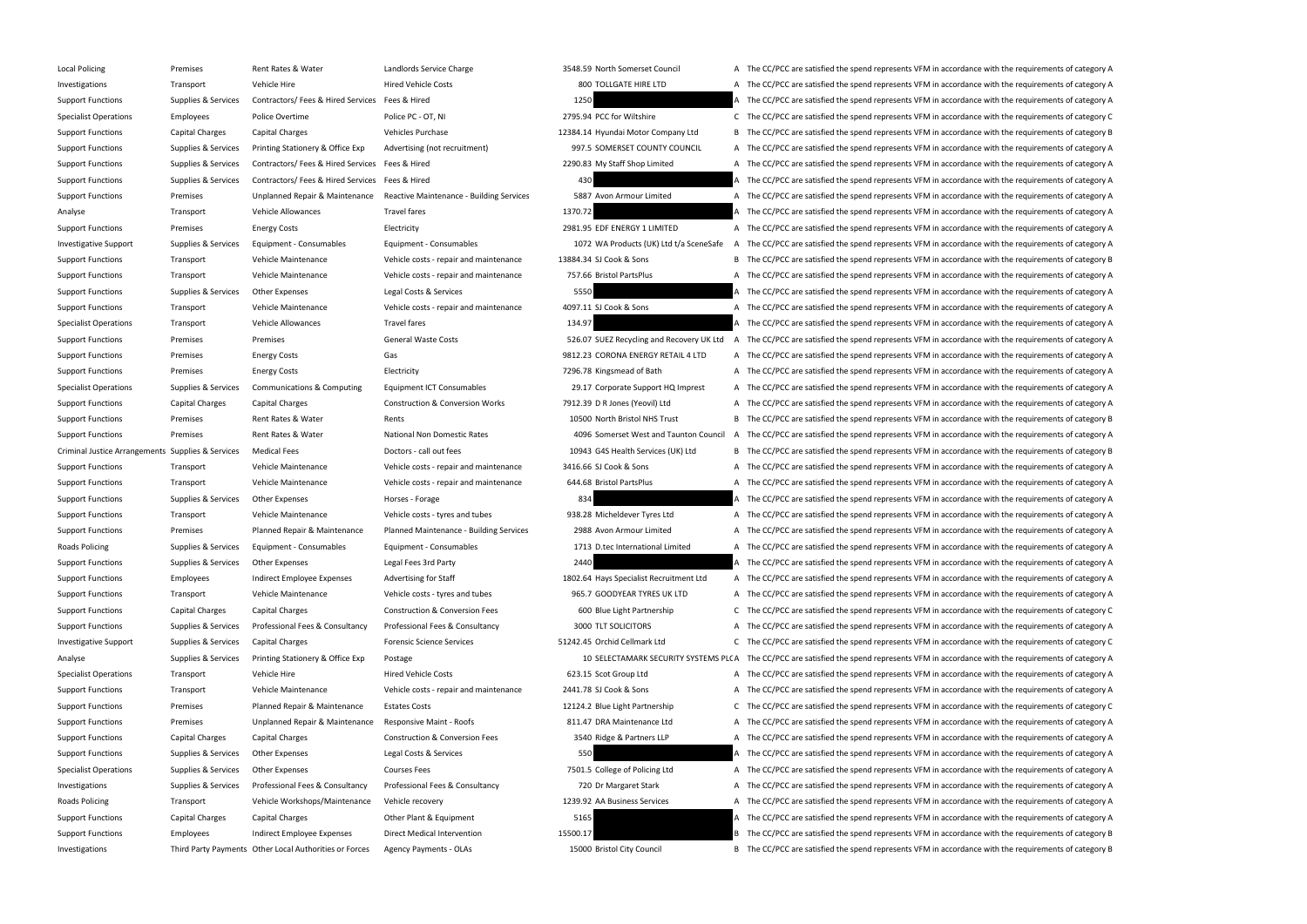| | | | | | | | |
|---|---|---|---|---|---|---|---|
| Local Policing | Premises | Rent Rates & Water | Landlords Service Charge | 3548.59 | North Somerset Council | A | The CC/PCC are satisfied the spend represents VFM in accordance with the requirements of category A |
| Investigations | Transport | Vehicle Hire | Hired Vehicle Costs | 800 | TOLLGATE HIRE LTD | A | The CC/PCC are satisfied the spend represents VFM in accordance with the requirements of category A |
| Support Functions | Supplies & Services | Contractors/ Fees & Hired Services | Fees & Hired | 1250 | | A | The CC/PCC are satisfied the spend represents VFM in accordance with the requirements of category A |
| Specialist Operations | Employees | Police Overtime | Police PC - OT, NI | 2795.94 | PCC for Wiltshire | C | The CC/PCC are satisfied the spend represents VFM in accordance with the requirements of category C |
| Support Functions | Capital Charges | Capital Charges | Vehicles Purchase | 12384.14 | Hyundai Motor Company Ltd | B | The CC/PCC are satisfied the spend represents VFM in accordance with the requirements of category B |
| Support Functions | Supplies & Services | Printing Stationery & Office Exp | Advertising (not recruitment) | 997.5 | SOMERSET COUNTY COUNCIL | A | The CC/PCC are satisfied the spend represents VFM in accordance with the requirements of category A |
| Support Functions | Supplies & Services | Contractors/ Fees & Hired Services | Fees & Hired | 2290.83 | My Staff Shop Limited | A | The CC/PCC are satisfied the spend represents VFM in accordance with the requirements of category A |
| Support Functions | Supplies & Services | Contractors/ Fees & Hired Services | Fees & Hired | 430 | | A | The CC/PCC are satisfied the spend represents VFM in accordance with the requirements of category A |
| Support Functions | Premises | Unplanned Repair & Maintenance | Reactive Maintenance - Building Services | 5887 | Avon Armour Limited | A | The CC/PCC are satisfied the spend represents VFM in accordance with the requirements of category A |
| Analyse | Transport | Vehicle Allowances | Travel fares | 1370.72 | | A | The CC/PCC are satisfied the spend represents VFM in accordance with the requirements of category A |
| Support Functions | Premises | Energy Costs | Electricity | 2981.95 | EDF ENERGY 1 LIMITED | A | The CC/PCC are satisfied the spend represents VFM in accordance with the requirements of category A |
| Investigative Support | Supplies & Services | Equipment - Consumables | Equipment - Consumables | 1072 | WA Products (UK) Ltd t/a SceneSafe | A | The CC/PCC are satisfied the spend represents VFM in accordance with the requirements of category A |
| Support Functions | Transport | Vehicle Maintenance | Vehicle costs - repair and maintenance | 13884.34 | SJ Cook & Sons | B | The CC/PCC are satisfied the spend represents VFM in accordance with the requirements of category B |
| Support Functions | Transport | Vehicle Maintenance | Vehicle costs - repair and maintenance | 757.66 | Bristol PartsPlus | A | The CC/PCC are satisfied the spend represents VFM in accordance with the requirements of category A |
| Support Functions | Supplies & Services | Other Expenses | Legal Costs & Services | 5550 | | A | The CC/PCC are satisfied the spend represents VFM in accordance with the requirements of category A |
| Support Functions | Transport | Vehicle Maintenance | Vehicle costs - repair and maintenance | 4097.11 | SJ Cook & Sons | A | The CC/PCC are satisfied the spend represents VFM in accordance with the requirements of category A |
| Specialist Operations | Transport | Vehicle Allowances | Travel fares | 134.97 | | A | The CC/PCC are satisfied the spend represents VFM in accordance with the requirements of category A |
| Support Functions | Premises | Premises | General Waste Costs | 526.07 | SUEZ Recycling and Recovery UK Ltd | A | The CC/PCC are satisfied the spend represents VFM in accordance with the requirements of category A |
| Support Functions | Premises | Energy Costs | Gas | 9812.23 | CORONA ENERGY RETAIL 4 LTD | A | The CC/PCC are satisfied the spend represents VFM in accordance with the requirements of category A |
| Support Functions | Premises | Energy Costs | Electricity | 7296.78 | Kingsmead of Bath | A | The CC/PCC are satisfied the spend represents VFM in accordance with the requirements of category A |
| Specialist Operations | Supplies & Services | Communications & Computing | Equipment ICT Consumables | 29.17 | Corporate Support HQ Imprest | A | The CC/PCC are satisfied the spend represents VFM in accordance with the requirements of category A |
| Support Functions | Capital Charges | Capital Charges | Construction & Conversion Works | 7912.39 | D R Jones (Yeovil) Ltd | A | The CC/PCC are satisfied the spend represents VFM in accordance with the requirements of category A |
| Support Functions | Premises | Rent Rates & Water | Rents | 10500 | North Bristol NHS Trust | B | The CC/PCC are satisfied the spend represents VFM in accordance with the requirements of category B |
| Support Functions | Premises | Rent Rates & Water | National Non Domestic Rates | 4096 | Somerset West and Taunton Council | A | The CC/PCC are satisfied the spend represents VFM in accordance with the requirements of category A |
| Criminal Justice Arrangements | Supplies & Services | Medical Fees | Doctors - call out fees | 10943 | G4S Health Services (UK) Ltd | B | The CC/PCC are satisfied the spend represents VFM in accordance with the requirements of category B |
| Support Functions | Transport | Vehicle Maintenance | Vehicle costs - repair and maintenance | 3416.66 | SJ Cook & Sons | A | The CC/PCC are satisfied the spend represents VFM in accordance with the requirements of category A |
| Support Functions | Transport | Vehicle Maintenance | Vehicle costs - repair and maintenance | 644.68 | Bristol PartsPlus | A | The CC/PCC are satisfied the spend represents VFM in accordance with the requirements of category A |
| Support Functions | Supplies & Services | Other Expenses | Horses - Forage | 834 | | A | The CC/PCC are satisfied the spend represents VFM in accordance with the requirements of category A |
| Support Functions | Transport | Vehicle Maintenance | Vehicle costs - tyres and tubes | 938.28 | Micheldever Tyres Ltd | A | The CC/PCC are satisfied the spend represents VFM in accordance with the requirements of category A |
| Support Functions | Premises | Planned Repair & Maintenance | Planned Maintenance - Building Services | 2988 | Avon Armour Limited | A | The CC/PCC are satisfied the spend represents VFM in accordance with the requirements of category A |
| Roads Policing | Supplies & Services | Equipment - Consumables | Equipment - Consumables | 1713 | D.tec International Limited | A | The CC/PCC are satisfied the spend represents VFM in accordance with the requirements of category A |
| Support Functions | Supplies & Services | Other Expenses | Legal Fees 3rd Party | 2440 | | A | The CC/PCC are satisfied the spend represents VFM in accordance with the requirements of category A |
| Support Functions | Employees | Indirect Employee Expenses | Advertising for Staff | 1802.64 | Hays Specialist Recruitment Ltd | A | The CC/PCC are satisfied the spend represents VFM in accordance with the requirements of category A |
| Support Functions | Transport | Vehicle Maintenance | Vehicle costs - tyres and tubes | 965.7 | GOODYEAR TYRES UK LTD | A | The CC/PCC are satisfied the spend represents VFM in accordance with the requirements of category A |
| Support Functions | Capital Charges | Capital Charges | Construction & Conversion Fees | 600 | Blue Light Partnership | C | The CC/PCC are satisfied the spend represents VFM in accordance with the requirements of category C |
| Support Functions | Supplies & Services | Professional Fees & Consultancy | Professional Fees & Consultancy | 3000 | TLT SOLICITORS | A | The CC/PCC are satisfied the spend represents VFM in accordance with the requirements of category A |
| Investigative Support | Supplies & Services | Capital Charges | Forensic Science Services | 51242.45 | Orchid Cellmark Ltd | C | The CC/PCC are satisfied the spend represents VFM in accordance with the requirements of category C |
| Analyse | Supplies & Services | Printing Stationery & Office Exp | Postage | 10 | SELECTAMARK SECURITY SYSTEMS PLC | A | The CC/PCC are satisfied the spend represents VFM in accordance with the requirements of category A |
| Specialist Operations | Transport | Vehicle Hire | Hired Vehicle Costs | 623.15 | Scot Group Ltd | A | The CC/PCC are satisfied the spend represents VFM in accordance with the requirements of category A |
| Support Functions | Transport | Vehicle Maintenance | Vehicle costs - repair and maintenance | 2441.78 | SJ Cook & Sons | A | The CC/PCC are satisfied the spend represents VFM in accordance with the requirements of category A |
| Support Functions | Premises | Planned Repair & Maintenance | Estates Costs | 12124.2 | Blue Light Partnership | C | The CC/PCC are satisfied the spend represents VFM in accordance with the requirements of category C |
| Support Functions | Premises | Unplanned Repair & Maintenance | Responsive Maint - Roofs | 811.47 | DRA Maintenance Ltd | A | The CC/PCC are satisfied the spend represents VFM in accordance with the requirements of category A |
| Support Functions | Capital Charges | Capital Charges | Construction & Conversion Fees | 3540 | Ridge & Partners LLP | A | The CC/PCC are satisfied the spend represents VFM in accordance with the requirements of category A |
| Support Functions | Supplies & Services | Other Expenses | Legal Costs & Services | 550 | | A | The CC/PCC are satisfied the spend represents VFM in accordance with the requirements of category A |
| Specialist Operations | Supplies & Services | Other Expenses | Courses Fees | 7501.5 | College of Policing Ltd | A | The CC/PCC are satisfied the spend represents VFM in accordance with the requirements of category A |
| Investigations | Supplies & Services | Professional Fees & Consultancy | Professional Fees & Consultancy | 720 | Dr Margaret Stark | A | The CC/PCC are satisfied the spend represents VFM in accordance with the requirements of category A |
| Roads Policing | Transport | Vehicle Workshops/Maintenance | Vehicle recovery | 1239.92 | AA Business Services | A | The CC/PCC are satisfied the spend represents VFM in accordance with the requirements of category A |
| Support Functions | Capital Charges | Capital Charges | Other Plant & Equipment | 5165 | | A | The CC/PCC are satisfied the spend represents VFM in accordance with the requirements of category A |
| Support Functions | Employees | Indirect Employee Expenses | Direct Medical Intervention | 15500.17 | | B | The CC/PCC are satisfied the spend represents VFM in accordance with the requirements of category B |
| Investigations | Third Party Payments | Other Local Authorities or Forces | Agency Payments - OLAs | 15000 | Bristol City Council | B | The CC/PCC are satisfied the spend represents VFM in accordance with the requirements of category B |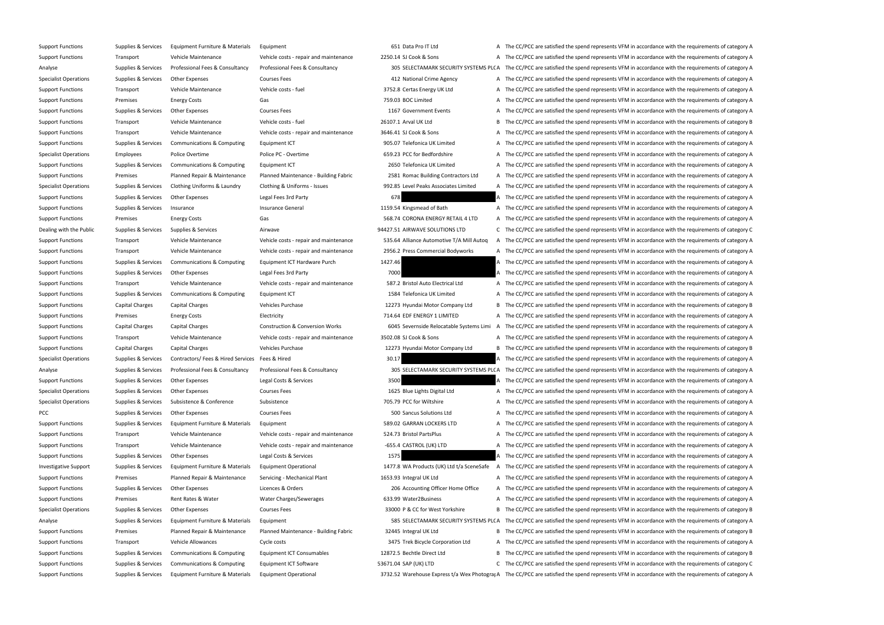| Support Functions | Supplies & Services | Equipment Furniture & Materials | Equipment | 651 | Data Pro IT Ltd | A | The CC/PCC are satisfied the spend represents VFM in accordance with the requirements of category A |
|---|---|---|---|---|---|---|---|
| Support Functions | Transport | Vehicle Maintenance | Vehicle costs - repair and maintenance | 2250.14 | SJ Cook & Sons | A | The CC/PCC are satisfied the spend represents VFM in accordance with the requirements of category A |
| Analyse | Supplies & Services | Professional Fees & Consultancy | Professional Fees & Consultancy | 305 | SELECTAMARK SECURITY SYSTEMS PLC | A | The CC/PCC are satisfied the spend represents VFM in accordance with the requirements of category A |
| Specialist Operations | Supplies & Services | Other Expenses | Courses Fees | 412 | National Crime Agency | A | The CC/PCC are satisfied the spend represents VFM in accordance with the requirements of category A |
| Support Functions | Transport | Vehicle Maintenance | Vehicle costs - fuel | 3752.8 | Certas Energy UK Ltd | A | The CC/PCC are satisfied the spend represents VFM in accordance with the requirements of category A |
| Support Functions | Premises | Energy Costs | Gas | 759.03 | BOC Limited | A | The CC/PCC are satisfied the spend represents VFM in accordance with the requirements of category A |
| Support Functions | Supplies & Services | Other Expenses | Courses Fees | 1167 | Government Events | A | The CC/PCC are satisfied the spend represents VFM in accordance with the requirements of category A |
| Support Functions | Transport | Vehicle Maintenance | Vehicle costs - fuel | 26107.1 | Arval UK Ltd | B | The CC/PCC are satisfied the spend represents VFM in accordance with the requirements of category B |
| Support Functions | Transport | Vehicle Maintenance | Vehicle costs - repair and maintenance | 3646.41 | SJ Cook & Sons | A | The CC/PCC are satisfied the spend represents VFM in accordance with the requirements of category A |
| Support Functions | Supplies & Services | Communications & Computing | Equipment ICT | 905.07 | Telefonica UK Limited | A | The CC/PCC are satisfied the spend represents VFM in accordance with the requirements of category A |
| Specialist Operations | Employees | Police Overtime | Police PC - Overtime | 659.23 | PCC for Bedfordshire | A | The CC/PCC are satisfied the spend represents VFM in accordance with the requirements of category A |
| Support Functions | Supplies & Services | Communications & Computing | Equipment ICT | 2650 | Telefonica UK Limited | A | The CC/PCC are satisfied the spend represents VFM in accordance with the requirements of category A |
| Support Functions | Premises | Planned Repair & Maintenance | Planned Maintenance - Building Fabric | 2581 | Romac Building Contractors Ltd | A | The CC/PCC are satisfied the spend represents VFM in accordance with the requirements of category A |
| Specialist Operations | Supplies & Services | Clothing Uniforms & Laundry | Clothing & Uniforms - Issues | 992.85 | Level Peaks Associates Limited | A | The CC/PCC are satisfied the spend represents VFM in accordance with the requirements of category A |
| Support Functions | Supplies & Services | Other Expenses | Legal Fees 3rd Party | 678 | | A | The CC/PCC are satisfied the spend represents VFM in accordance with the requirements of category A |
| Support Functions | Supplies & Services | Insurance | Insurance General | 1159.54 | Kingsmead of Bath | A | The CC/PCC are satisfied the spend represents VFM in accordance with the requirements of category A |
| Support Functions | Premises | Energy Costs | Gas | 568.74 | CORONA ENERGY RETAIL 4 LTD | A | The CC/PCC are satisfied the spend represents VFM in accordance with the requirements of category A |
| Dealing with the Public | Supplies & Services | Supplies & Services | Airwave | 94427.51 | AIRWAVE SOLUTIONS LTD | C | The CC/PCC are satisfied the spend represents VFM in accordance with the requirements of category C |
| Support Functions | Transport | Vehicle Maintenance | Vehicle costs - repair and maintenance | 535.64 | Alliance Automotive T/A Mill Autoq | A | The CC/PCC are satisfied the spend represents VFM in accordance with the requirements of category A |
| Support Functions | Transport | Vehicle Maintenance | Vehicle costs - repair and maintenance | 2956.2 | Press Commercial Bodyworks | A | The CC/PCC are satisfied the spend represents VFM in accordance with the requirements of category A |
| Support Functions | Supplies & Services | Communications & Computing | Equipment ICT Hardware Purch | 1427.46 | | A | The CC/PCC are satisfied the spend represents VFM in accordance with the requirements of category A |
| Support Functions | Supplies & Services | Other Expenses | Legal Fees 3rd Party | 7000 | | A | The CC/PCC are satisfied the spend represents VFM in accordance with the requirements of category A |
| Support Functions | Transport | Vehicle Maintenance | Vehicle costs - repair and maintenance | 587.2 | Bristol Auto Electrical Ltd | A | The CC/PCC are satisfied the spend represents VFM in accordance with the requirements of category A |
| Support Functions | Supplies & Services | Communications & Computing | Equipment ICT | 1584 | Telefonica UK Limited | A | The CC/PCC are satisfied the spend represents VFM in accordance with the requirements of category A |
| Support Functions | Capital Charges | Capital Charges | Vehicles Purchase | 12273 | Hyundai Motor Company Ltd | B | The CC/PCC are satisfied the spend represents VFM in accordance with the requirements of category B |
| Support Functions | Premises | Energy Costs | Electricity | 714.64 | EDF ENERGY 1 LIMITED | A | The CC/PCC are satisfied the spend represents VFM in accordance with the requirements of category A |
| Support Functions | Capital Charges | Capital Charges | Construction & Conversion Works | 6045 | Severnside Relocatable Systems Limi | A | The CC/PCC are satisfied the spend represents VFM in accordance with the requirements of category A |
| Support Functions | Transport | Vehicle Maintenance | Vehicle costs - repair and maintenance | 3502.08 | SJ Cook & Sons | A | The CC/PCC are satisfied the spend represents VFM in accordance with the requirements of category A |
| Support Functions | Capital Charges | Capital Charges | Vehicles Purchase | 12273 | Hyundai Motor Company Ltd | B | The CC/PCC are satisfied the spend represents VFM in accordance with the requirements of category B |
| Specialist Operations | Supplies & Services | Contractors/ Fees & Hired Services | Fees & Hired | 30.17 | | A | The CC/PCC are satisfied the spend represents VFM in accordance with the requirements of category A |
| Analyse | Supplies & Services | Professional Fees & Consultancy | Professional Fees & Consultancy | 305 | SELECTAMARK SECURITY SYSTEMS PLC | A | The CC/PCC are satisfied the spend represents VFM in accordance with the requirements of category A |
| Support Functions | Supplies & Services | Other Expenses | Legal Costs & Services | 3500 | | A | The CC/PCC are satisfied the spend represents VFM in accordance with the requirements of category A |
| Specialist Operations | Supplies & Services | Other Expenses | Courses Fees | 1625 | Blue Lights Digital Ltd | A | The CC/PCC are satisfied the spend represents VFM in accordance with the requirements of category A |
| Specialist Operations | Supplies & Services | Subsistence & Conference | Subsistence | 705.79 | PCC for Wiltshire | A | The CC/PCC are satisfied the spend represents VFM in accordance with the requirements of category A |
| PCC | Supplies & Services | Other Expenses | Courses Fees | 500 | Sancus Solutions Ltd | A | The CC/PCC are satisfied the spend represents VFM in accordance with the requirements of category A |
| Support Functions | Supplies & Services | Equipment Furniture & Materials | Equipment | 589.02 | GARRAN LOCKERS LTD | A | The CC/PCC are satisfied the spend represents VFM in accordance with the requirements of category A |
| Support Functions | Transport | Vehicle Maintenance | Vehicle costs - repair and maintenance | 524.73 | Bristol PartsPlus | A | The CC/PCC are satisfied the spend represents VFM in accordance with the requirements of category A |
| Support Functions | Transport | Vehicle Maintenance | Vehicle costs - repair and maintenance | -655.4 | CASTROL (UK) LTD | A | The CC/PCC are satisfied the spend represents VFM in accordance with the requirements of category A |
| Support Functions | Supplies & Services | Other Expenses | Legal Costs & Services | 1575 | | A | The CC/PCC are satisfied the spend represents VFM in accordance with the requirements of category A |
| Investigative Support | Supplies & Services | Equipment Furniture & Materials | Equipment Operational | 1477.8 | WA Products (UK) Ltd t/a SceneSafe | A | The CC/PCC are satisfied the spend represents VFM in accordance with the requirements of category A |
| Support Functions | Premises | Planned Repair & Maintenance | Servicing - Mechanical Plant | 1653.93 | Integral UK Ltd | A | The CC/PCC are satisfied the spend represents VFM in accordance with the requirements of category A |
| Support Functions | Supplies & Services | Other Expenses | Licences & Orders | 206 | Accounting Officer Home Office | A | The CC/PCC are satisfied the spend represents VFM in accordance with the requirements of category A |
| Support Functions | Premises | Rent Rates & Water | Water Charges/Sewerages | 633.99 | Water2Business | A | The CC/PCC are satisfied the spend represents VFM in accordance with the requirements of category A |
| Specialist Operations | Supplies & Services | Other Expenses | Courses Fees | 33000 | P & CC for West Yorkshire | B | The CC/PCC are satisfied the spend represents VFM in accordance with the requirements of category B |
| Analyse | Supplies & Services | Equipment Furniture & Materials | Equipment | 585 | SELECTAMARK SECURITY SYSTEMS PLC | A | The CC/PCC are satisfied the spend represents VFM in accordance with the requirements of category A |
| Support Functions | Premises | Planned Repair & Maintenance | Planned Maintenance - Building Fabric | 32445 | Integral UK Ltd | B | The CC/PCC are satisfied the spend represents VFM in accordance with the requirements of category B |
| Support Functions | Transport | Vehicle Allowances | Cycle costs | 3475 | Trek Bicycle Corporation Ltd | A | The CC/PCC are satisfied the spend represents VFM in accordance with the requirements of category A |
| Support Functions | Supplies & Services | Communications & Computing | Equipment ICT Consumables | 12872.5 | Bechtle Direct Ltd | B | The CC/PCC are satisfied the spend represents VFM in accordance with the requirements of category B |
| Support Functions | Supplies & Services | Communications & Computing | Equipment ICT Software | 53671.04 | SAP (UK) LTD | C | The CC/PCC are satisfied the spend represents VFM in accordance with the requirements of category C |
| Support Functions | Supplies & Services | Equipment Furniture & Materials | Equipment Operational | 3732.52 | Warehouse Express t/a Wex Photograp | A | The CC/PCC are satisfied the spend represents VFM in accordance with the requirements of category A |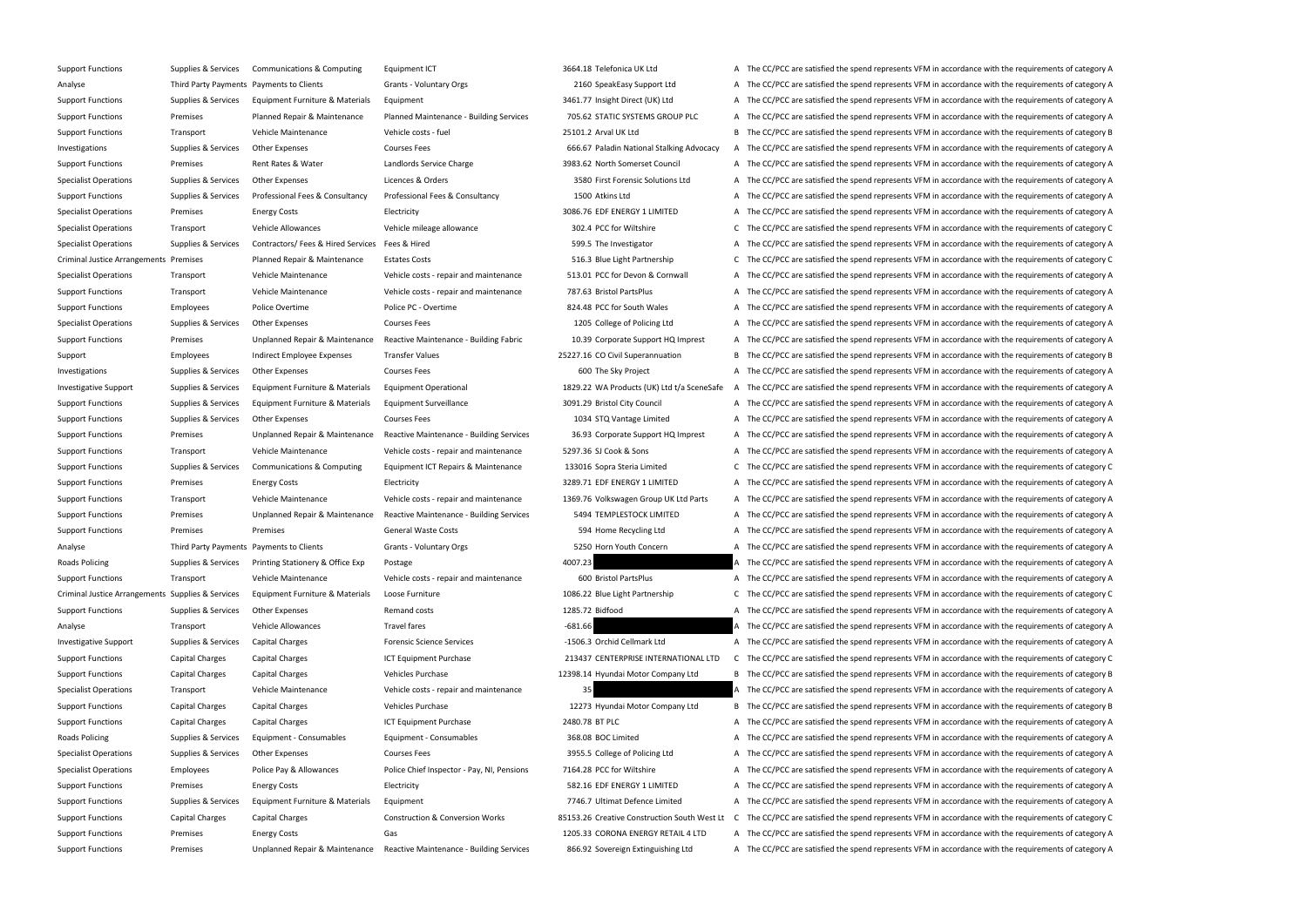| | | | | | | | |
|---|---|---|---|---|---|---|---|
| Support Functions | Supplies & Services | Communications & Computing | Equipment ICT | 3664.18 | Telefonica UK Ltd | A | The CC/PCC are satisfied the spend represents VFM in accordance with the requirements of category A |
| Analyse | Third Party Payments | Payments to Clients | Grants - Voluntary Orgs | 2160 | SpeakEasy Support Ltd | A | The CC/PCC are satisfied the spend represents VFM in accordance with the requirements of category A |
| Support Functions | Supplies & Services | Equipment Furniture & Materials | Equipment | 3461.77 | Insight Direct (UK) Ltd | A | The CC/PCC are satisfied the spend represents VFM in accordance with the requirements of category A |
| Support Functions | Premises | Planned Repair & Maintenance | Planned Maintenance - Building Services | 705.62 | STATIC SYSTEMS GROUP PLC | A | The CC/PCC are satisfied the spend represents VFM in accordance with the requirements of category A |
| Support Functions | Transport | Vehicle Maintenance | Vehicle costs - fuel | 25101.2 | Arval UK Ltd | B | The CC/PCC are satisfied the spend represents VFM in accordance with the requirements of category B |
| Investigations | Supplies & Services | Other Expenses | Courses Fees | 666.67 | Paladin National Stalking Advocacy | A | The CC/PCC are satisfied the spend represents VFM in accordance with the requirements of category A |
| Support Functions | Premises | Rent Rates & Water | Landlords Service Charge | 3983.62 | North Somerset Council | A | The CC/PCC are satisfied the spend represents VFM in accordance with the requirements of category A |
| Specialist Operations | Supplies & Services | Other Expenses | Licences & Orders | 3580 | First Forensic Solutions Ltd | A | The CC/PCC are satisfied the spend represents VFM in accordance with the requirements of category A |
| Support Functions | Supplies & Services | Professional Fees & Consultancy | Professional Fees & Consultancy | 1500 | Atkins Ltd | A | The CC/PCC are satisfied the spend represents VFM in accordance with the requirements of category A |
| Specialist Operations | Premises | Energy Costs | Electricity | 3086.76 | EDF ENERGY 1 LIMITED | A | The CC/PCC are satisfied the spend represents VFM in accordance with the requirements of category A |
| Specialist Operations | Transport | Vehicle Allowances | Vehicle mileage allowance | 302.4 | PCC for Wiltshire | C | The CC/PCC are satisfied the spend represents VFM in accordance with the requirements of category C |
| Specialist Operations | Supplies & Services | Contractors/ Fees & Hired Services | Fees & Hired | 599.5 | The Investigator | A | The CC/PCC are satisfied the spend represents VFM in accordance with the requirements of category A |
| Criminal Justice Arrangements | Premises | Planned Repair & Maintenance | Estates Costs | 516.3 | Blue Light Partnership | C | The CC/PCC are satisfied the spend represents VFM in accordance with the requirements of category C |
| Specialist Operations | Transport | Vehicle Maintenance | Vehicle costs - repair and maintenance | 513.01 | PCC for Devon & Cornwall | A | The CC/PCC are satisfied the spend represents VFM in accordance with the requirements of category A |
| Support Functions | Transport | Vehicle Maintenance | Vehicle costs - repair and maintenance | 787.63 | Bristol PartsPlus | A | The CC/PCC are satisfied the spend represents VFM in accordance with the requirements of category A |
| Support Functions | Employees | Police Overtime | Police PC - Overtime | 824.48 | PCC for South Wales | A | The CC/PCC are satisfied the spend represents VFM in accordance with the requirements of category A |
| Specialist Operations | Supplies & Services | Other Expenses | Courses Fees | 1205 | College of Policing Ltd | A | The CC/PCC are satisfied the spend represents VFM in accordance with the requirements of category A |
| Support Functions | Premises | Unplanned Repair & Maintenance | Reactive Maintenance - Building Fabric | 10.39 | Corporate Support HQ Imprest | A | The CC/PCC are satisfied the spend represents VFM in accordance with the requirements of category A |
| Support | Employees | Indirect Employee Expenses | Transfer Values | 25227.16 | CO Civil Superannuation | B | The CC/PCC are satisfied the spend represents VFM in accordance with the requirements of category B |
| Investigations | Supplies & Services | Other Expenses | Courses Fees | 600 | The Sky Project | A | The CC/PCC are satisfied the spend represents VFM in accordance with the requirements of category A |
| Investigative Support | Supplies & Services | Equipment Furniture & Materials | Equipment Operational | 1829.22 | WA Products (UK) Ltd t/a SceneSafe | A | The CC/PCC are satisfied the spend represents VFM in accordance with the requirements of category A |
| Support Functions | Supplies & Services | Equipment Furniture & Materials | Equipment Surveillance | 3091.29 | Bristol City Council | A | The CC/PCC are satisfied the spend represents VFM in accordance with the requirements of category A |
| Support Functions | Supplies & Services | Other Expenses | Courses Fees | 1034 | STQ Vantage Limited | A | The CC/PCC are satisfied the spend represents VFM in accordance with the requirements of category A |
| Support Functions | Premises | Unplanned Repair & Maintenance | Reactive Maintenance - Building Services | 36.93 | Corporate Support HQ Imprest | A | The CC/PCC are satisfied the spend represents VFM in accordance with the requirements of category A |
| Support Functions | Transport | Vehicle Maintenance | Vehicle costs - repair and maintenance | 5297.36 | SJ Cook & Sons | A | The CC/PCC are satisfied the spend represents VFM in accordance with the requirements of category A |
| Support Functions | Supplies & Services | Communications & Computing | Equipment ICT Repairs & Maintenance | 133016 | Sopra Steria Limited | C | The CC/PCC are satisfied the spend represents VFM in accordance with the requirements of category C |
| Support Functions | Premises | Energy Costs | Electricity | 3289.71 | EDF ENERGY 1 LIMITED | A | The CC/PCC are satisfied the spend represents VFM in accordance with the requirements of category A |
| Support Functions | Transport | Vehicle Maintenance | Vehicle costs - repair and maintenance | 1369.76 | Volkswagen Group UK Ltd Parts | A | The CC/PCC are satisfied the spend represents VFM in accordance with the requirements of category A |
| Support Functions | Premises | Unplanned Repair & Maintenance | Reactive Maintenance - Building Services | 5494 | TEMPLESTOCK LIMITED | A | The CC/PCC are satisfied the spend represents VFM in accordance with the requirements of category A |
| Support Functions | Premises | Premises | General Waste Costs | 594 | Home Recycling Ltd | A | The CC/PCC are satisfied the spend represents VFM in accordance with the requirements of category A |
| Analyse | Third Party Payments | Payments to Clients | Grants - Voluntary Orgs | 5250 | Horn Youth Concern | A | The CC/PCC are satisfied the spend represents VFM in accordance with the requirements of category A |
| Roads Policing | Supplies & Services | Printing Stationery & Office Exp | Postage | 4007.23 | | A | The CC/PCC are satisfied the spend represents VFM in accordance with the requirements of category A |
| Support Functions | Transport | Vehicle Maintenance | Vehicle costs - repair and maintenance | 600 | Bristol PartsPlus | A | The CC/PCC are satisfied the spend represents VFM in accordance with the requirements of category A |
| Criminal Justice Arrangements | Supplies & Services | Equipment Furniture & Materials | Loose Furniture | 1086.22 | Blue Light Partnership | C | The CC/PCC are satisfied the spend represents VFM in accordance with the requirements of category C |
| Support Functions | Supplies & Services | Other Expenses | Remand costs | 1285.72 | Bidfood | A | The CC/PCC are satisfied the spend represents VFM in accordance with the requirements of category A |
| Analyse | Transport | Vehicle Allowances | Travel fares | -681.66 | | A | The CC/PCC are satisfied the spend represents VFM in accordance with the requirements of category A |
| Investigative Support | Supplies & Services | Capital Charges | Forensic Science Services | -1506.3 | Orchid Cellmark Ltd | A | The CC/PCC are satisfied the spend represents VFM in accordance with the requirements of category A |
| Support Functions | Capital Charges | Capital Charges | ICT Equipment Purchase | 213437 | CENTERPRISE INTERNATIONAL LTD | C | The CC/PCC are satisfied the spend represents VFM in accordance with the requirements of category C |
| Support Functions | Capital Charges | Capital Charges | Vehicles Purchase | 12398.14 | Hyundai Motor Company Ltd | B | The CC/PCC are satisfied the spend represents VFM in accordance with the requirements of category B |
| Specialist Operations | Transport | Vehicle Maintenance | Vehicle costs - repair and maintenance | 35 | | A | The CC/PCC are satisfied the spend represents VFM in accordance with the requirements of category A |
| Support Functions | Capital Charges | Capital Charges | Vehicles Purchase | 12273 | Hyundai Motor Company Ltd | B | The CC/PCC are satisfied the spend represents VFM in accordance with the requirements of category B |
| Support Functions | Capital Charges | Capital Charges | ICT Equipment Purchase | 2480.78 | BT PLC | A | The CC/PCC are satisfied the spend represents VFM in accordance with the requirements of category A |
| Roads Policing | Supplies & Services | Equipment - Consumables | Equipment - Consumables | 368.08 | BOC Limited | A | The CC/PCC are satisfied the spend represents VFM in accordance with the requirements of category A |
| Specialist Operations | Supplies & Services | Other Expenses | Courses Fees | 3955.5 | College of Policing Ltd | A | The CC/PCC are satisfied the spend represents VFM in accordance with the requirements of category A |
| Specialist Operations | Employees | Police Pay & Allowances | Police Chief Inspector - Pay, NI, Pensions | 7164.28 | PCC for Wiltshire | A | The CC/PCC are satisfied the spend represents VFM in accordance with the requirements of category A |
| Support Functions | Premises | Energy Costs | Electricity | 582.16 | EDF ENERGY 1 LIMITED | A | The CC/PCC are satisfied the spend represents VFM in accordance with the requirements of category A |
| Support Functions | Supplies & Services | Equipment Furniture & Materials | Equipment | 7746.7 | Ultimat Defence Limited | A | The CC/PCC are satisfied the spend represents VFM in accordance with the requirements of category A |
| Support Functions | Capital Charges | Capital Charges | Construction & Conversion Works | 85153.26 | Creative Construction South West Lt | C | The CC/PCC are satisfied the spend represents VFM in accordance with the requirements of category C |
| Support Functions | Premises | Energy Costs | Gas | 1205.33 | CORONA ENERGY RETAIL 4 LTD | A | The CC/PCC are satisfied the spend represents VFM in accordance with the requirements of category A |
| Support Functions | Premises | Unplanned Repair & Maintenance | Reactive Maintenance - Building Services | 866.92 | Sovereign Extinguishing Ltd | A | The CC/PCC are satisfied the spend represents VFM in accordance with the requirements of category A |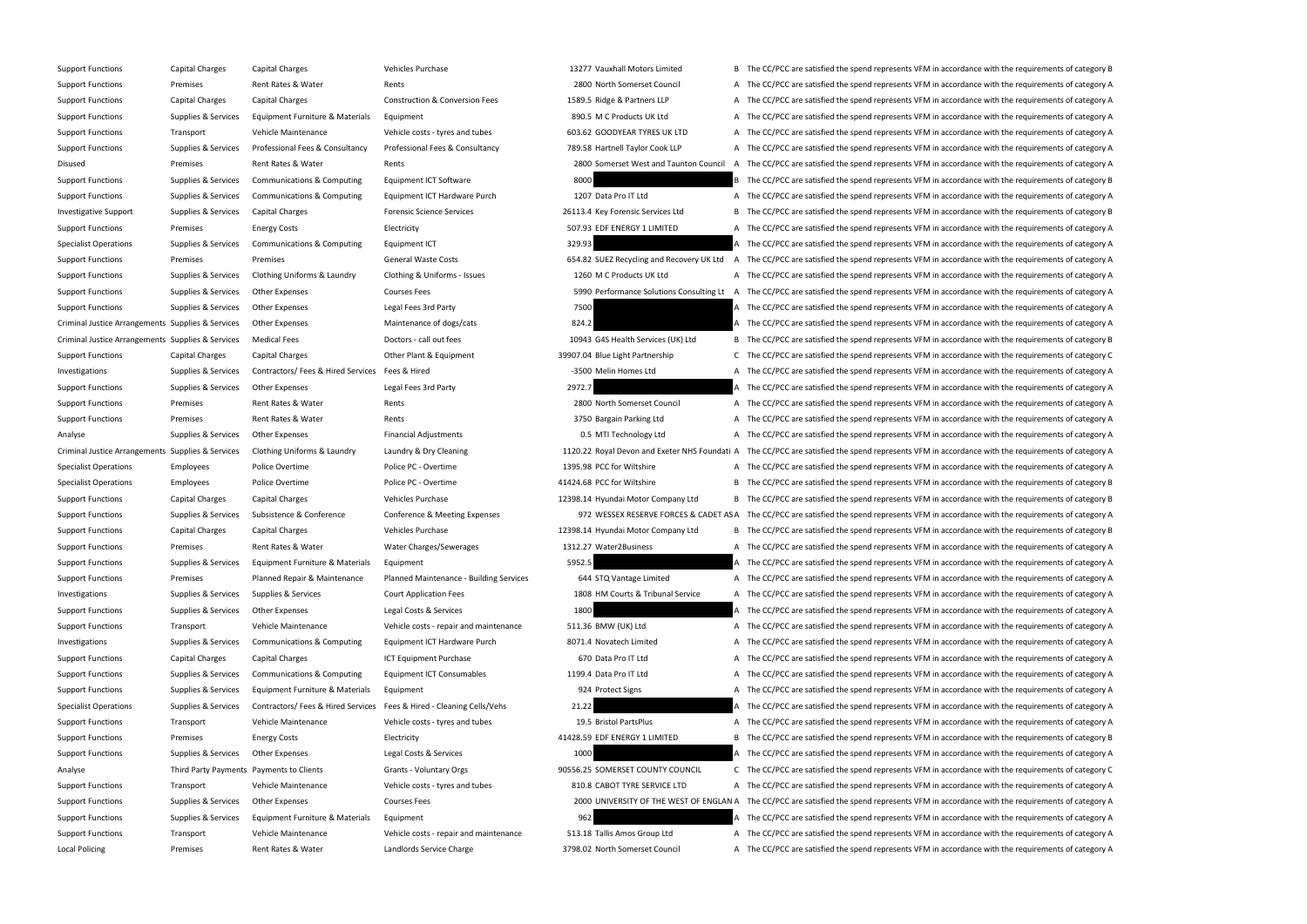| | | | | | | | |
|---|---|---|---|---|---|---|---|
| Support Functions | Capital Charges | Capital Charges | Vehicles Purchase | 13277 | Vauxhall Motors Limited | B | The CC/PCC are satisfied the spend represents VFM in accordance with the requirements of category B |
| Support Functions | Premises | Rent Rates & Water | Rents | 2800 | North Somerset Council | A | The CC/PCC are satisfied the spend represents VFM in accordance with the requirements of category A |
| Support Functions | Capital Charges | Capital Charges | Construction & Conversion Fees | 1589.5 | Ridge & Partners LLP | A | The CC/PCC are satisfied the spend represents VFM in accordance with the requirements of category A |
| Support Functions | Supplies & Services | Equipment Furniture & Materials | Equipment | 890.5 | M C Products UK Ltd | A | The CC/PCC are satisfied the spend represents VFM in accordance with the requirements of category A |
| Support Functions | Transport | Vehicle Maintenance | Vehicle costs - tyres and tubes | 603.62 | GOODYEAR TYRES UK LTD | A | The CC/PCC are satisfied the spend represents VFM in accordance with the requirements of category A |
| Support Functions | Supplies & Services | Professional Fees & Consultancy | Professional Fees & Consultancy | 789.58 | Hartnell Taylor Cook LLP | A | The CC/PCC are satisfied the spend represents VFM in accordance with the requirements of category A |
| Disused | Premises | Rent Rates & Water | Rents | 2800 | Somerset West and Taunton Council | A | The CC/PCC are satisfied the spend represents VFM in accordance with the requirements of category A |
| Support Functions | Supplies & Services | Communications & Computing | Equipment ICT Software | 8000 | | B | The CC/PCC are satisfied the spend represents VFM in accordance with the requirements of category B |
| Support Functions | Supplies & Services | Communications & Computing | Equipment ICT Hardware Purch | 1207 | Data Pro IT Ltd | A | The CC/PCC are satisfied the spend represents VFM in accordance with the requirements of category A |
| Investigative Support | Supplies & Services | Capital Charges | Forensic Science Services | 26113.4 | Key Forensic Services Ltd | B | The CC/PCC are satisfied the spend represents VFM in accordance with the requirements of category B |
| Support Functions | Premises | Energy Costs | Electricity | 507.93 | EDF ENERGY 1 LIMITED | A | The CC/PCC are satisfied the spend represents VFM in accordance with the requirements of category A |
| Specialist Operations | Supplies & Services | Communications & Computing | Equipment ICT | 329.93 | | A | The CC/PCC are satisfied the spend represents VFM in accordance with the requirements of category A |
| Support Functions | Premises | Premises | General Waste Costs | 654.82 | SUEZ Recycling and Recovery UK Ltd | A | The CC/PCC are satisfied the spend represents VFM in accordance with the requirements of category A |
| Support Functions | Supplies & Services | Clothing Uniforms & Laundry | Clothing & Uniforms - Issues | 1260 | M C Products UK Ltd | A | The CC/PCC are satisfied the spend represents VFM in accordance with the requirements of category A |
| Support Functions | Supplies & Services | Other Expenses | Courses Fees | 5990 | Performance Solutions Consulting Lt | A | The CC/PCC are satisfied the spend represents VFM in accordance with the requirements of category A |
| Support Functions | Supplies & Services | Other Expenses | Legal Fees 3rd Party | 7500 | | A | The CC/PCC are satisfied the spend represents VFM in accordance with the requirements of category A |
| Criminal Justice Arrangements | Supplies & Services | Other Expenses | Maintenance of dogs/cats | 824.2 | | A | The CC/PCC are satisfied the spend represents VFM in accordance with the requirements of category A |
| Criminal Justice Arrangements | Supplies & Services | Medical Fees | Doctors - call out fees | 10943 | G4S Health Services (UK) Ltd | B | The CC/PCC are satisfied the spend represents VFM in accordance with the requirements of category B |
| Support Functions | Capital Charges | Capital Charges | Other Plant & Equipment | 39907.04 | Blue Light Partnership | C | The CC/PCC are satisfied the spend represents VFM in accordance with the requirements of category C |
| Investigations | Supplies & Services | Contractors/ Fees & Hired Services | Fees & Hired | -3500 | Melin Homes Ltd | A | The CC/PCC are satisfied the spend represents VFM in accordance with the requirements of category A |
| Support Functions | Supplies & Services | Other Expenses | Legal Fees 3rd Party | 2972.7 | | A | The CC/PCC are satisfied the spend represents VFM in accordance with the requirements of category A |
| Support Functions | Premises | Rent Rates & Water | Rents | 2800 | North Somerset Council | A | The CC/PCC are satisfied the spend represents VFM in accordance with the requirements of category A |
| Support Functions | Premises | Rent Rates & Water | Rents | 3750 | Bargain Parking Ltd | A | The CC/PCC are satisfied the spend represents VFM in accordance with the requirements of category A |
| Analyse | Supplies & Services | Other Expenses | Financial Adjustments | 0.5 | MTI Technology Ltd | A | The CC/PCC are satisfied the spend represents VFM in accordance with the requirements of category A |
| Criminal Justice Arrangements | Supplies & Services | Clothing Uniforms & Laundry | Laundry & Dry Cleaning | 1120.22 | Royal Devon and Exeter NHS Foundati | A | The CC/PCC are satisfied the spend represents VFM in accordance with the requirements of category A |
| Specialist Operations | Employees | Police Overtime | Police PC - Overtime | 1395.98 | PCC for Wiltshire | A | The CC/PCC are satisfied the spend represents VFM in accordance with the requirements of category A |
| Specialist Operations | Employees | Police Overtime | Police PC - Overtime | 41424.68 | PCC for Wiltshire | B | The CC/PCC are satisfied the spend represents VFM in accordance with the requirements of category B |
| Support Functions | Capital Charges | Capital Charges | Vehicles Purchase | 12398.14 | Hyundai Motor Company Ltd | B | The CC/PCC are satisfied the spend represents VFM in accordance with the requirements of category B |
| Support Functions | Supplies & Services | Subsistence & Conference | Conference & Meeting Expenses | 972 | WESSEX RESERVE FORCES & CADET AS | A | The CC/PCC are satisfied the spend represents VFM in accordance with the requirements of category A |
| Support Functions | Capital Charges | Capital Charges | Vehicles Purchase | 12398.14 | Hyundai Motor Company Ltd | B | The CC/PCC are satisfied the spend represents VFM in accordance with the requirements of category B |
| Support Functions | Premises | Rent Rates & Water | Water Charges/Sewerages | 1312.27 | Water2Business | A | The CC/PCC are satisfied the spend represents VFM in accordance with the requirements of category A |
| Support Functions | Supplies & Services | Equipment Furniture & Materials | Equipment | 5952.5 | | A | The CC/PCC are satisfied the spend represents VFM in accordance with the requirements of category A |
| Support Functions | Premises | Planned Repair & Maintenance | Planned Maintenance - Building Services | 644 | STQ Vantage Limited | A | The CC/PCC are satisfied the spend represents VFM in accordance with the requirements of category A |
| Investigations | Supplies & Services | Supplies & Services | Court Application Fees | 1808 | HM Courts & Tribunal Service | A | The CC/PCC are satisfied the spend represents VFM in accordance with the requirements of category A |
| Support Functions | Supplies & Services | Other Expenses | Legal Costs & Services | 1800 | | A | The CC/PCC are satisfied the spend represents VFM in accordance with the requirements of category A |
| Support Functions | Transport | Vehicle Maintenance | Vehicle costs - repair and maintenance | 511.36 | BMW (UK) Ltd | A | The CC/PCC are satisfied the spend represents VFM in accordance with the requirements of category A |
| Investigations | Supplies & Services | Communications & Computing | Equipment ICT Hardware Purch | 8071.4 | Novatech Limited | A | The CC/PCC are satisfied the spend represents VFM in accordance with the requirements of category A |
| Support Functions | Capital Charges | Capital Charges | ICT Equipment Purchase | 670 | Data Pro IT Ltd | A | The CC/PCC are satisfied the spend represents VFM in accordance with the requirements of category A |
| Support Functions | Supplies & Services | Communications & Computing | Equipment ICT Consumables | 1199.4 | Data Pro IT Ltd | A | The CC/PCC are satisfied the spend represents VFM in accordance with the requirements of category A |
| Support Functions | Supplies & Services | Equipment Furniture & Materials | Equipment | 924 | Protect Signs | A | The CC/PCC are satisfied the spend represents VFM in accordance with the requirements of category A |
| Specialist Operations | Supplies & Services | Contractors/ Fees & Hired Services | Fees & Hired - Cleaning Cells/Vehs | 21.22 | | A | The CC/PCC are satisfied the spend represents VFM in accordance with the requirements of category A |
| Support Functions | Transport | Vehicle Maintenance | Vehicle costs - tyres and tubes | 19.5 | Bristol PartsPlus | A | The CC/PCC are satisfied the spend represents VFM in accordance with the requirements of category A |
| Support Functions | Premises | Energy Costs | Electricity | 41428.59 | EDF ENERGY 1 LIMITED | B | The CC/PCC are satisfied the spend represents VFM in accordance with the requirements of category B |
| Support Functions | Supplies & Services | Other Expenses | Legal Costs & Services | 1000 | | A | The CC/PCC are satisfied the spend represents VFM in accordance with the requirements of category A |
| Analyse | Third Party Payments | Payments to Clients | Grants - Voluntary Orgs | 90556.25 | SOMERSET COUNTY COUNCIL | C | The CC/PCC are satisfied the spend represents VFM in accordance with the requirements of category C |
| Support Functions | Transport | Vehicle Maintenance | Vehicle costs - tyres and tubes | 810.8 | CABOT TYRE SERVICE LTD | A | The CC/PCC are satisfied the spend represents VFM in accordance with the requirements of category A |
| Support Functions | Supplies & Services | Other Expenses | Courses Fees | 2000 | UNIVERSITY OF THE WEST OF ENGLAN | A | The CC/PCC are satisfied the spend represents VFM in accordance with the requirements of category A |
| Support Functions | Supplies & Services | Equipment Furniture & Materials | Equipment | 962 | | A | The CC/PCC are satisfied the spend represents VFM in accordance with the requirements of category A |
| Support Functions | Transport | Vehicle Maintenance | Vehicle costs - repair and maintenance | 513.18 | Tallis Amos Group Ltd | A | The CC/PCC are satisfied the spend represents VFM in accordance with the requirements of category A |
| Local Policing | Premises | Rent Rates & Water | Landlords Service Charge | 3798.02 | North Somerset Council | A | The CC/PCC are satisfied the spend represents VFM in accordance with the requirements of category A |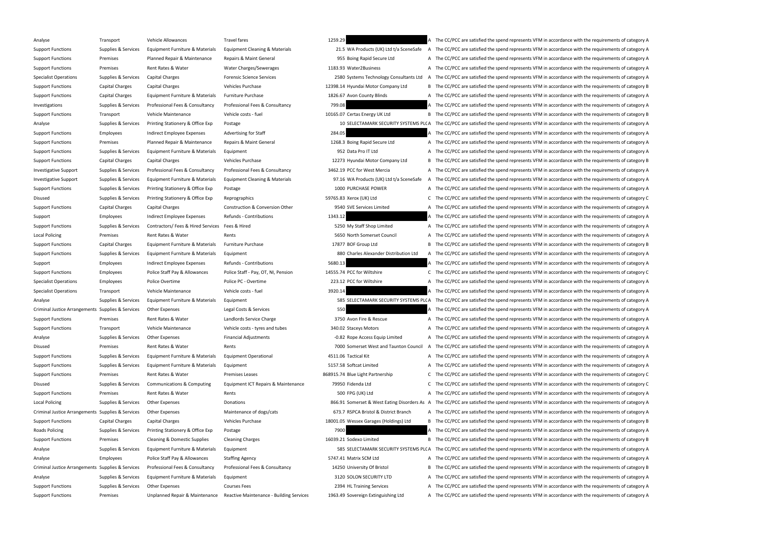| | | | | | | | |
|---|---|---|---|---|---|---|---|
| Analyse | Transport | Vehicle Allowances | Travel fares | 1259.29 | | A | The CC/PCC are satisfied the spend represents VFM in accordance with the requirements of category A |
| Support Functions | Supplies & Services | Equipment Furniture & Materials | Equipment Cleaning & Materials | 21.5 | WA Products (UK) Ltd t/a SceneSafe | A | The CC/PCC are satisfied the spend represents VFM in accordance with the requirements of category A |
| Support Functions | Premises | Planned Repair & Maintenance | Repairs & Maint General | 955 | Boing Rapid Secure Ltd | A | The CC/PCC are satisfied the spend represents VFM in accordance with the requirements of category A |
| Support Functions | Premises | Rent Rates & Water | Water Charges/Sewerages | 1183.93 | Water2Business | A | The CC/PCC are satisfied the spend represents VFM in accordance with the requirements of category A |
| Specialist Operations | Supplies & Services | Capital Charges | Forensic Science Services | 2580 | Systems Technology Consultants Ltd | A | The CC/PCC are satisfied the spend represents VFM in accordance with the requirements of category A |
| Support Functions | Capital Charges | Capital Charges | Vehicles Purchase | 12398.14 | Hyundai Motor Company Ltd | B | The CC/PCC are satisfied the spend represents VFM in accordance with the requirements of category B |
| Support Functions | Capital Charges | Equipment Furniture & Materials | Furniture Purchase | 1826.67 | Avon County Blinds | A | The CC/PCC are satisfied the spend represents VFM in accordance with the requirements of category A |
| Investigations | Supplies & Services | Professional Fees & Consultancy | Professional Fees & Consultancy | 799.08 | | A | The CC/PCC are satisfied the spend represents VFM in accordance with the requirements of category A |
| Support Functions | Transport | Vehicle Maintenance | Vehicle costs - fuel | 10165.07 | Certas Energy UK Ltd | B | The CC/PCC are satisfied the spend represents VFM in accordance with the requirements of category B |
| Analyse | Supplies & Services | Printing Stationery & Office Exp | Postage | 10 | SELECTAMARK SECURITY SYSTEMS PLC | A | The CC/PCC are satisfied the spend represents VFM in accordance with the requirements of category A |
| Support Functions | Employees | Indirect Employee Expenses | Advertising for Staff | 284.05 | | A | The CC/PCC are satisfied the spend represents VFM in accordance with the requirements of category A |
| Support Functions | Premises | Planned Repair & Maintenance | Repairs & Maint General | 1268.3 | Boing Rapid Secure Ltd | A | The CC/PCC are satisfied the spend represents VFM in accordance with the requirements of category A |
| Support Functions | Supplies & Services | Equipment Furniture & Materials | Equipment | 952 | Data Pro IT Ltd | A | The CC/PCC are satisfied the spend represents VFM in accordance with the requirements of category A |
| Support Functions | Capital Charges | Capital Charges | Vehicles Purchase | 12273 | Hyundai Motor Company Ltd | B | The CC/PCC are satisfied the spend represents VFM in accordance with the requirements of category B |
| Investigative Support | Supplies & Services | Professional Fees & Consultancy | Professional Fees & Consultancy | 3462.19 | PCC for West Mercia | A | The CC/PCC are satisfied the spend represents VFM in accordance with the requirements of category A |
| Investigative Support | Supplies & Services | Equipment Furniture & Materials | Equipment Cleaning & Materials | 97.16 | WA Products (UK) Ltd t/a SceneSafe | A | The CC/PCC are satisfied the spend represents VFM in accordance with the requirements of category A |
| Support Functions | Supplies & Services | Printing Stationery & Office Exp | Postage | 1000 | PURCHASE POWER | A | The CC/PCC are satisfied the spend represents VFM in accordance with the requirements of category A |
| Disused | Supplies & Services | Printing Stationery & Office Exp | Reprographics | 59765.83 | Xerox (UK) Ltd | C | The CC/PCC are satisfied the spend represents VFM in accordance with the requirements of category C |
| Support Functions | Capital Charges | Capital Charges | Construction & Conversion Other | 9540 | SVE Services Limited | A | The CC/PCC are satisfied the spend represents VFM in accordance with the requirements of category A |
| Support | Employees | Indirect Employee Expenses | Refunds - Contributions | 1343.12 | | A | The CC/PCC are satisfied the spend represents VFM in accordance with the requirements of category A |
| Support Functions | Supplies & Services | Contractors/ Fees & Hired Services | Fees & Hired | 5250 | My Staff Shop Limited | A | The CC/PCC are satisfied the spend represents VFM in accordance with the requirements of category A |
| Local Policing | Premises | Rent Rates & Water | Rents | 5650 | North Somerset Council | A | The CC/PCC are satisfied the spend represents VFM in accordance with the requirements of category A |
| Support Functions | Capital Charges | Equipment Furniture & Materials | Furniture Purchase | 17877 | BOF Group Ltd | B | The CC/PCC are satisfied the spend represents VFM in accordance with the requirements of category B |
| Support Functions | Supplies & Services | Equipment Furniture & Materials | Equipment | 880 | Charles Alexander Distribution Ltd | A | The CC/PCC are satisfied the spend represents VFM in accordance with the requirements of category A |
| Support | Employees | Indirect Employee Expenses | Refunds - Contributions | 5680.13 | | A | The CC/PCC are satisfied the spend represents VFM in accordance with the requirements of category A |
| Support Functions | Employees | Police Staff Pay & Allowances | Police Staff - Pay, OT, NI, Pension | 14555.74 | PCC for Wiltshire | C | The CC/PCC are satisfied the spend represents VFM in accordance with the requirements of category C |
| Specialist Operations | Employees | Police Overtime | Police PC - Overtime | 223.12 | PCC for Wiltshire | A | The CC/PCC are satisfied the spend represents VFM in accordance with the requirements of category A |
| Specialist Operations | Transport | Vehicle Maintenance | Vehicle costs - fuel | 3920.14 | | A | The CC/PCC are satisfied the spend represents VFM in accordance with the requirements of category A |
| Analyse | Supplies & Services | Equipment Furniture & Materials | Equipment | 585 | SELECTAMARK SECURITY SYSTEMS PLC | A | The CC/PCC are satisfied the spend represents VFM in accordance with the requirements of category A |
| Criminal Justice Arrangements | Supplies & Services | Other Expenses | Legal Costs & Services | 550 | | A | The CC/PCC are satisfied the spend represents VFM in accordance with the requirements of category A |
| Support Functions | Premises | Rent Rates & Water | Landlords Service Charge | 3750 | Avon Fire & Rescue | A | The CC/PCC are satisfied the spend represents VFM in accordance with the requirements of category A |
| Support Functions | Transport | Vehicle Maintenance | Vehicle costs - tyres and tubes | 340.02 | Staceys Motors | A | The CC/PCC are satisfied the spend represents VFM in accordance with the requirements of category A |
| Analyse | Supplies & Services | Other Expenses | Financial Adjustments | -0.82 | Rope Access Equip Limited | A | The CC/PCC are satisfied the spend represents VFM in accordance with the requirements of category A |
| Disused | Premises | Rent Rates & Water | Rents | 7000 | Somerset West and Taunton Council | A | The CC/PCC are satisfied the spend represents VFM in accordance with the requirements of category A |
| Support Functions | Supplies & Services | Equipment Furniture & Materials | Equipment Operational | 4511.06 | Tactical Kit | A | The CC/PCC are satisfied the spend represents VFM in accordance with the requirements of category A |
| Support Functions | Supplies & Services | Equipment Furniture & Materials | Equipment | 5157.58 | Softcat Limited | A | The CC/PCC are satisfied the spend represents VFM in accordance with the requirements of category A |
| Support Functions | Premises | Rent Rates & Water | Premises Leases | 868915.74 | Blue Light Partnership | C | The CC/PCC are satisfied the spend represents VFM in accordance with the requirements of category C |
| Disused | Supplies & Services | Communications & Computing | Equipment ICT Repairs & Maintenance | 79950 | Fidenda Ltd | C | The CC/PCC are satisfied the spend represents VFM in accordance with the requirements of category C |
| Support Functions | Premises | Rent Rates & Water | Rents | 500 | FPG (UK) Ltd | A | The CC/PCC are satisfied the spend represents VFM in accordance with the requirements of category A |
| Local Policing | Supplies & Services | Other Expenses | Donations | 866.91 | Somerset & West Eating Disorders As | A | The CC/PCC are satisfied the spend represents VFM in accordance with the requirements of category A |
| Criminal Justice Arrangements | Supplies & Services | Other Expenses | Maintenance of dogs/cats | 673.7 | RSPCA Bristol & District Branch | A | The CC/PCC are satisfied the spend represents VFM in accordance with the requirements of category A |
| Support Functions | Capital Charges | Capital Charges | Vehicles Purchase | 18001.05 | Wessex Garages (Holdings) Ltd | B | The CC/PCC are satisfied the spend represents VFM in accordance with the requirements of category B |
| Roads Policing | Supplies & Services | Printing Stationery & Office Exp | Postage | 7900 | | A | The CC/PCC are satisfied the spend represents VFM in accordance with the requirements of category A |
| Support Functions | Premises | Cleaning & Domestic Supplies | Cleaning Charges | 16039.21 | Sodexo Limited | B | The CC/PCC are satisfied the spend represents VFM in accordance with the requirements of category B |
| Analyse | Supplies & Services | Equipment Furniture & Materials | Equipment | 585 | SELECTAMARK SECURITY SYSTEMS PLC | A | The CC/PCC are satisfied the spend represents VFM in accordance with the requirements of category A |
| Analyse | Employees | Police Staff Pay & Allowances | Staffing Agency | 5747.41 | Matrix SCM Ltd | A | The CC/PCC are satisfied the spend represents VFM in accordance with the requirements of category A |
| Criminal Justice Arrangements | Supplies & Services | Professional Fees & Consultancy | Professional Fees & Consultancy | 14250 | University Of Bristol | B | The CC/PCC are satisfied the spend represents VFM in accordance with the requirements of category B |
| Analyse | Supplies & Services | Equipment Furniture & Materials | Equipment | 3120 | SOLON SECURITY LTD | A | The CC/PCC are satisfied the spend represents VFM in accordance with the requirements of category A |
| Support Functions | Supplies & Services | Other Expenses | Courses Fees | 2394 | HL Training Services | A | The CC/PCC are satisfied the spend represents VFM in accordance with the requirements of category A |
| Support Functions | Premises | Unplanned Repair & Maintenance | Reactive Maintenance - Building Services | 1963.49 | Sovereign Extinguishing Ltd | A | The CC/PCC are satisfied the spend represents VFM in accordance with the requirements of category A |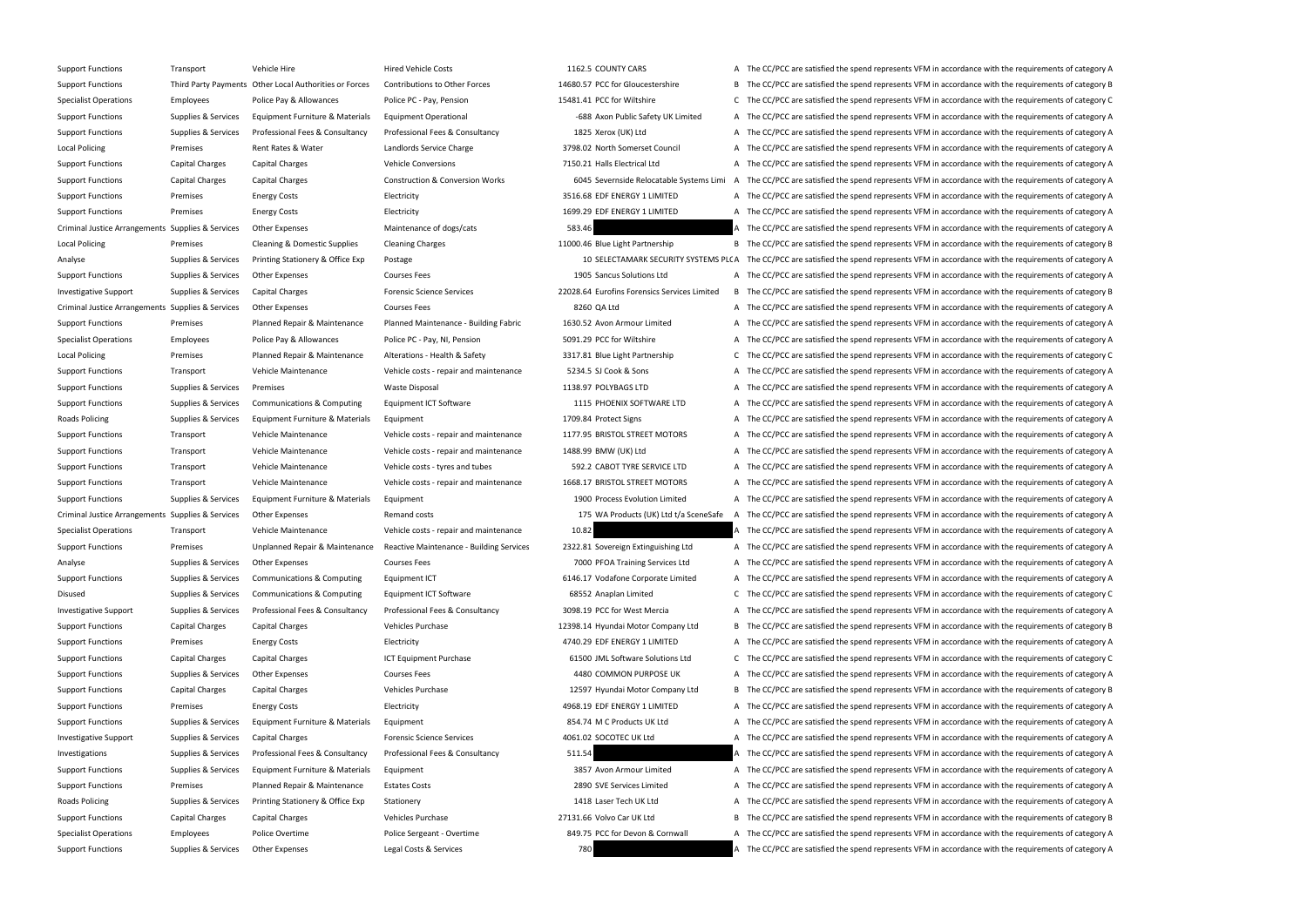| | | | | | | | |
|---|---|---|---|---|---|---|---|
| Support Functions | Transport | Vehicle Hire | Hired Vehicle Costs | 1162.5 | COUNTY CARS | A | The CC/PCC are satisfied the spend represents VFM in accordance with the requirements of category A |
| Support Functions | Third Party Payments | Other Local Authorities or Forces | Contributions to Other Forces | 14680.57 | PCC for Gloucestershire | B | The CC/PCC are satisfied the spend represents VFM in accordance with the requirements of category B |
| Specialist Operations | Employees | Police Pay & Allowances | Police PC - Pay, Pension | 15481.41 | PCC for Wiltshire | C | The CC/PCC are satisfied the spend represents VFM in accordance with the requirements of category C |
| Support Functions | Supplies & Services | Equipment Furniture & Materials | Equipment Operational | -688 | Axon Public Safety UK Limited | A | The CC/PCC are satisfied the spend represents VFM in accordance with the requirements of category A |
| Support Functions | Supplies & Services | Professional Fees & Consultancy | Professional Fees & Consultancy | 1825 | Xerox (UK) Ltd | A | The CC/PCC are satisfied the spend represents VFM in accordance with the requirements of category A |
| Local Policing | Premises | Rent Rates & Water | Landlords Service Charge | 3798.02 | North Somerset Council | A | The CC/PCC are satisfied the spend represents VFM in accordance with the requirements of category A |
| Support Functions | Capital Charges | Capital Charges | Vehicle Conversions | 7150.21 | Halls Electrical Ltd | A | The CC/PCC are satisfied the spend represents VFM in accordance with the requirements of category A |
| Support Functions | Capital Charges | Capital Charges | Construction & Conversion Works | 6045 | Severnside Relocatable Systems Limi | A | The CC/PCC are satisfied the spend represents VFM in accordance with the requirements of category A |
| Support Functions | Premises | Energy Costs | Electricity | 3516.68 | EDF ENERGY 1 LIMITED | A | The CC/PCC are satisfied the spend represents VFM in accordance with the requirements of category A |
| Support Functions | Premises | Energy Costs | Electricity | 1699.29 | EDF ENERGY 1 LIMITED | A | The CC/PCC are satisfied the spend represents VFM in accordance with the requirements of category A |
| Criminal Justice Arrangements | Supplies & Services | Other Expenses | Maintenance of dogs/cats | 583.46 | | A | The CC/PCC are satisfied the spend represents VFM in accordance with the requirements of category A |
| Local Policing | Premises | Cleaning & Domestic Supplies | Cleaning Charges | 11000.46 | Blue Light Partnership | B | The CC/PCC are satisfied the spend represents VFM in accordance with the requirements of category B |
| Analyse | Supplies & Services | Printing Stationery & Office Exp | Postage | 10 | SELECTAMARK SECURITY SYSTEMS PLC | A | The CC/PCC are satisfied the spend represents VFM in accordance with the requirements of category A |
| Support Functions | Supplies & Services | Other Expenses | Courses Fees | 1905 | Sancus Solutions Ltd | A | The CC/PCC are satisfied the spend represents VFM in accordance with the requirements of category A |
| Investigative Support | Supplies & Services | Capital Charges | Forensic Science Services | 22028.64 | Eurofins Forensics Services Limited | B | The CC/PCC are satisfied the spend represents VFM in accordance with the requirements of category B |
| Criminal Justice Arrangements | Supplies & Services | Other Expenses | Courses Fees | 8260 | QA Ltd | A | The CC/PCC are satisfied the spend represents VFM in accordance with the requirements of category A |
| Support Functions | Premises | Planned Repair & Maintenance | Planned Maintenance - Building Fabric | 1630.52 | Avon Armour Limited | A | The CC/PCC are satisfied the spend represents VFM in accordance with the requirements of category A |
| Specialist Operations | Employees | Police Pay & Allowances | Police PC - Pay, NI, Pension | 5091.29 | PCC for Wiltshire | A | The CC/PCC are satisfied the spend represents VFM in accordance with the requirements of category A |
| Local Policing | Premises | Planned Repair & Maintenance | Alterations - Health & Safety | 3317.81 | Blue Light Partnership | C | The CC/PCC are satisfied the spend represents VFM in accordance with the requirements of category C |
| Support Functions | Transport | Vehicle Maintenance | Vehicle costs - repair and maintenance | 5234.5 | SJ Cook & Sons | A | The CC/PCC are satisfied the spend represents VFM in accordance with the requirements of category A |
| Support Functions | Supplies & Services | Premises | Waste Disposal | 1138.97 | POLYBAGS LTD | A | The CC/PCC are satisfied the spend represents VFM in accordance with the requirements of category A |
| Support Functions | Supplies & Services | Communications & Computing | Equipment ICT Software | 1115 | PHOENIX SOFTWARE LTD | A | The CC/PCC are satisfied the spend represents VFM in accordance with the requirements of category A |
| Roads Policing | Supplies & Services | Equipment Furniture & Materials | Equipment | 1709.84 | Protect Signs | A | The CC/PCC are satisfied the spend represents VFM in accordance with the requirements of category A |
| Support Functions | Transport | Vehicle Maintenance | Vehicle costs - repair and maintenance | 1177.95 | BRISTOL STREET MOTORS | A | The CC/PCC are satisfied the spend represents VFM in accordance with the requirements of category A |
| Support Functions | Transport | Vehicle Maintenance | Vehicle costs - repair and maintenance | 1488.99 | BMW (UK) Ltd | A | The CC/PCC are satisfied the spend represents VFM in accordance with the requirements of category A |
| Support Functions | Transport | Vehicle Maintenance | Vehicle costs - tyres and tubes | 592.2 | CABOT TYRE SERVICE LTD | A | The CC/PCC are satisfied the spend represents VFM in accordance with the requirements of category A |
| Support Functions | Transport | Vehicle Maintenance | Vehicle costs - repair and maintenance | 1668.17 | BRISTOL STREET MOTORS | A | The CC/PCC are satisfied the spend represents VFM in accordance with the requirements of category A |
| Support Functions | Supplies & Services | Equipment Furniture & Materials | Equipment | 1900 | Process Evolution Limited | A | The CC/PCC are satisfied the spend represents VFM in accordance with the requirements of category A |
| Criminal Justice Arrangements | Supplies & Services | Other Expenses | Remand costs | 175 | WA Products (UK) Ltd t/a SceneSafe | A | The CC/PCC are satisfied the spend represents VFM in accordance with the requirements of category A |
| Specialist Operations | Transport | Vehicle Maintenance | Vehicle costs - repair and maintenance | 10.82 | | A | The CC/PCC are satisfied the spend represents VFM in accordance with the requirements of category A |
| Support Functions | Premises | Unplanned Repair & Maintenance | Reactive Maintenance - Building Services | 2322.81 | Sovereign Extinguishing Ltd | A | The CC/PCC are satisfied the spend represents VFM in accordance with the requirements of category A |
| Analyse | Supplies & Services | Other Expenses | Courses Fees | 7000 | PFOA Training Services Ltd | A | The CC/PCC are satisfied the spend represents VFM in accordance with the requirements of category A |
| Support Functions | Supplies & Services | Communications & Computing | Equipment ICT | 6146.17 | Vodafone Corporate Limited | A | The CC/PCC are satisfied the spend represents VFM in accordance with the requirements of category A |
| Disused | Supplies & Services | Communications & Computing | Equipment ICT Software | 68552 | Anaplan Limited | C | The CC/PCC are satisfied the spend represents VFM in accordance with the requirements of category C |
| Investigative Support | Supplies & Services | Professional Fees & Consultancy | Professional Fees & Consultancy | 3098.19 | PCC for West Mercia | A | The CC/PCC are satisfied the spend represents VFM in accordance with the requirements of category A |
| Support Functions | Capital Charges | Capital Charges | Vehicles Purchase | 12398.14 | Hyundai Motor Company Ltd | B | The CC/PCC are satisfied the spend represents VFM in accordance with the requirements of category B |
| Support Functions | Premises | Energy Costs | Electricity | 4740.29 | EDF ENERGY 1 LIMITED | A | The CC/PCC are satisfied the spend represents VFM in accordance with the requirements of category A |
| Support Functions | Capital Charges | Capital Charges | ICT Equipment Purchase | 61500 | JML Software Solutions Ltd | C | The CC/PCC are satisfied the spend represents VFM in accordance with the requirements of category C |
| Support Functions | Supplies & Services | Other Expenses | Courses Fees | 4480 | COMMON PURPOSE UK | A | The CC/PCC are satisfied the spend represents VFM in accordance with the requirements of category A |
| Support Functions | Capital Charges | Capital Charges | Vehicles Purchase | 12597 | Hyundai Motor Company Ltd | B | The CC/PCC are satisfied the spend represents VFM in accordance with the requirements of category B |
| Support Functions | Premises | Energy Costs | Electricity | 4968.19 | EDF ENERGY 1 LIMITED | A | The CC/PCC are satisfied the spend represents VFM in accordance with the requirements of category A |
| Support Functions | Supplies & Services | Equipment Furniture & Materials | Equipment | 854.74 | M C Products UK Ltd | A | The CC/PCC are satisfied the spend represents VFM in accordance with the requirements of category A |
| Investigative Support | Supplies & Services | Capital Charges | Forensic Science Services | 4061.02 | SOCOTEC UK Ltd | A | The CC/PCC are satisfied the spend represents VFM in accordance with the requirements of category A |
| Investigations | Supplies & Services | Professional Fees & Consultancy | Professional Fees & Consultancy | 511.54 | | A | The CC/PCC are satisfied the spend represents VFM in accordance with the requirements of category A |
| Support Functions | Supplies & Services | Equipment Furniture & Materials | Equipment | 3857 | Avon Armour Limited | A | The CC/PCC are satisfied the spend represents VFM in accordance with the requirements of category A |
| Support Functions | Premises | Planned Repair & Maintenance | Estates Costs | 2890 | SVE Services Limited | A | The CC/PCC are satisfied the spend represents VFM in accordance with the requirements of category A |
| Roads Policing | Supplies & Services | Printing Stationery & Office Exp | Stationery | 1418 | Laser Tech UK Ltd | A | The CC/PCC are satisfied the spend represents VFM in accordance with the requirements of category A |
| Support Functions | Capital Charges | Capital Charges | Vehicles Purchase | 27131.66 | Volvo Car UK Ltd | B | The CC/PCC are satisfied the spend represents VFM in accordance with the requirements of category B |
| Specialist Operations | Employees | Police Overtime | Police Sergeant - Overtime | 849.75 | PCC for Devon & Cornwall | A | The CC/PCC are satisfied the spend represents VFM in accordance with the requirements of category A |
| Support Functions | Supplies & Services | Other Expenses | Legal Costs & Services | 780 | | A | The CC/PCC are satisfied the spend represents VFM in accordance with the requirements of category A |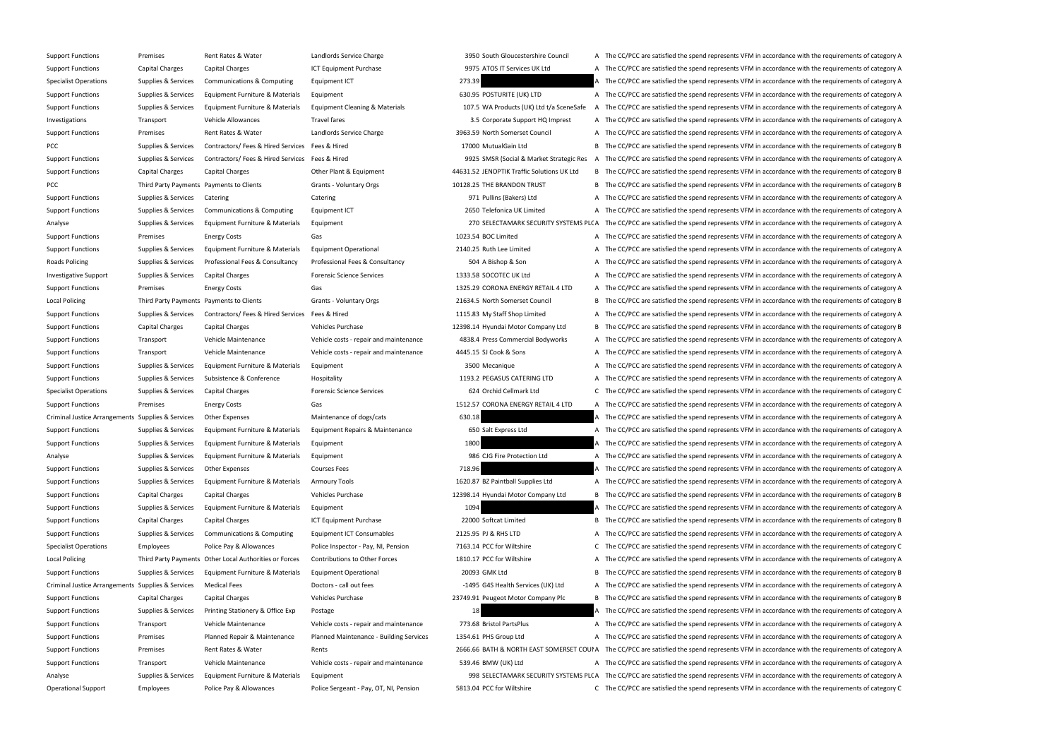| | | | | | | | |
|---|---|---|---|---|---|---|---|
| Support Functions | Premises | Rent Rates & Water | Landlords Service Charge | 3950 | South Gloucestershire Council | A | The CC/PCC are satisfied the spend represents VFM in accordance with the requirements of category A |
| Support Functions | Capital Charges | Capital Charges | ICT Equipment Purchase | 9975 | ATOS IT Services UK Ltd | A | The CC/PCC are satisfied the spend represents VFM in accordance with the requirements of category A |
| Specialist Operations | Supplies & Services | Communications & Computing | Equipment ICT | 273.39 | | A | The CC/PCC are satisfied the spend represents VFM in accordance with the requirements of category A |
| Support Functions | Supplies & Services | Equipment Furniture & Materials | Equipment | 630.95 | POSTURITE (UK) LTD | A | The CC/PCC are satisfied the spend represents VFM in accordance with the requirements of category A |
| Support Functions | Supplies & Services | Equipment Furniture & Materials | Equipment Cleaning & Materials | 107.5 | WA Products (UK) Ltd t/a SceneSafe | A | The CC/PCC are satisfied the spend represents VFM in accordance with the requirements of category A |
| Investigations | Transport | Vehicle Allowances | Travel fares | 3.5 | Corporate Support HQ Imprest | A | The CC/PCC are satisfied the spend represents VFM in accordance with the requirements of category A |
| Support Functions | Premises | Rent Rates & Water | Landlords Service Charge | 3963.59 | North Somerset Council | A | The CC/PCC are satisfied the spend represents VFM in accordance with the requirements of category A |
| PCC | Supplies & Services | Contractors/ Fees & Hired Services | Fees & Hired | 17000 | MutualGain Ltd | B | The CC/PCC are satisfied the spend represents VFM in accordance with the requirements of category B |
| Support Functions | Supplies & Services | Contractors/ Fees & Hired Services | Fees & Hired | 9925 | SMSR (Social & Market Strategic Res | A | The CC/PCC are satisfied the spend represents VFM in accordance with the requirements of category A |
| Support Functions | Capital Charges | Capital Charges | Other Plant & Equipment | 44631.52 | JENOPTIK Traffic Solutions UK Ltd | B | The CC/PCC are satisfied the spend represents VFM in accordance with the requirements of category B |
| PCC | Third Party Payments | Payments to Clients | Grants - Voluntary Orgs | 10128.25 | THE BRANDON TRUST | B | The CC/PCC are satisfied the spend represents VFM in accordance with the requirements of category B |
| Support Functions | Supplies & Services | Catering | Catering | 971 | Pullins (Bakers) Ltd | A | The CC/PCC are satisfied the spend represents VFM in accordance with the requirements of category A |
| Support Functions | Supplies & Services | Communications & Computing | Equipment ICT | 2650 | Telefonica UK Limited | A | The CC/PCC are satisfied the spend represents VFM in accordance with the requirements of category A |
| Analyse | Supplies & Services | Equipment Furniture & Materials | Equipment | 270 | SELECTAMARK SECURITY SYSTEMS PLC | A | The CC/PCC are satisfied the spend represents VFM in accordance with the requirements of category A |
| Support Functions | Premises | Energy Costs | Gas | 1023.54 | BOC Limited | A | The CC/PCC are satisfied the spend represents VFM in accordance with the requirements of category A |
| Support Functions | Supplies & Services | Equipment Furniture & Materials | Equipment Operational | 2140.25 | Ruth Lee Limited | A | The CC/PCC are satisfied the spend represents VFM in accordance with the requirements of category A |
| Roads Policing | Supplies & Services | Professional Fees & Consultancy | Professional Fees & Consultancy | 504 | A Bishop & Son | A | The CC/PCC are satisfied the spend represents VFM in accordance with the requirements of category A |
| Investigative Support | Supplies & Services | Capital Charges | Forensic Science Services | 1333.58 | SOCOTEC UK Ltd | A | The CC/PCC are satisfied the spend represents VFM in accordance with the requirements of category A |
| Support Functions | Premises | Energy Costs | Gas | 1325.29 | CORONA ENERGY RETAIL 4 LTD | A | The CC/PCC are satisfied the spend represents VFM in accordance with the requirements of category A |
| Local Policing | Third Party Payments | Payments to Clients | Grants - Voluntary Orgs | 21634.5 | North Somerset Council | B | The CC/PCC are satisfied the spend represents VFM in accordance with the requirements of category B |
| Support Functions | Supplies & Services | Contractors/ Fees & Hired Services | Fees & Hired | 1115.83 | My Staff Shop Limited | A | The CC/PCC are satisfied the spend represents VFM in accordance with the requirements of category A |
| Support Functions | Capital Charges | Capital Charges | Vehicles Purchase | 12398.14 | Hyundai Motor Company Ltd | B | The CC/PCC are satisfied the spend represents VFM in accordance with the requirements of category B |
| Support Functions | Transport | Vehicle Maintenance | Vehicle costs - repair and maintenance | 4838.4 | Press Commercial Bodyworks | A | The CC/PCC are satisfied the spend represents VFM in accordance with the requirements of category A |
| Support Functions | Transport | Vehicle Maintenance | Vehicle costs - repair and maintenance | 4445.15 | SJ Cook & Sons | A | The CC/PCC are satisfied the spend represents VFM in accordance with the requirements of category A |
| Support Functions | Supplies & Services | Equipment Furniture & Materials | Equipment | 3500 | Mecanique | A | The CC/PCC are satisfied the spend represents VFM in accordance with the requirements of category A |
| Support Functions | Supplies & Services | Subsistence & Conference | Hospitality | 1193.2 | PEGASUS CATERING LTD | A | The CC/PCC are satisfied the spend represents VFM in accordance with the requirements of category A |
| Specialist Operations | Supplies & Services | Capital Charges | Forensic Science Services | 624 | Orchid Cellmark Ltd | C | The CC/PCC are satisfied the spend represents VFM in accordance with the requirements of category C |
| Support Functions | Premises | Energy Costs | Gas | 1512.57 | CORONA ENERGY RETAIL 4 LTD | A | The CC/PCC are satisfied the spend represents VFM in accordance with the requirements of category A |
| Criminal Justice Arrangements | Supplies & Services | Other Expenses | Maintenance of dogs/cats | 630.18 | | A | The CC/PCC are satisfied the spend represents VFM in accordance with the requirements of category A |
| Support Functions | Supplies & Services | Equipment Furniture & Materials | Equipment Repairs & Maintenance | 650 | Salt Express Ltd | A | The CC/PCC are satisfied the spend represents VFM in accordance with the requirements of category A |
| Support Functions | Supplies & Services | Equipment Furniture & Materials | Equipment | 1800 | | A | The CC/PCC are satisfied the spend represents VFM in accordance with the requirements of category A |
| Analyse | Supplies & Services | Equipment Furniture & Materials | Equipment | 986 | CJG Fire Protection Ltd | A | The CC/PCC are satisfied the spend represents VFM in accordance with the requirements of category A |
| Support Functions | Supplies & Services | Other Expenses | Courses Fees | 718.96 | | A | The CC/PCC are satisfied the spend represents VFM in accordance with the requirements of category A |
| Support Functions | Supplies & Services | Equipment Furniture & Materials | Armoury Tools | 1620.87 | BZ Paintball Supplies Ltd | A | The CC/PCC are satisfied the spend represents VFM in accordance with the requirements of category A |
| Support Functions | Capital Charges | Capital Charges | Vehicles Purchase | 12398.14 | Hyundai Motor Company Ltd | B | The CC/PCC are satisfied the spend represents VFM in accordance with the requirements of category B |
| Support Functions | Supplies & Services | Equipment Furniture & Materials | Equipment | 1094 | | A | The CC/PCC are satisfied the spend represents VFM in accordance with the requirements of category A |
| Support Functions | Capital Charges | Capital Charges | ICT Equipment Purchase | 22000 | Softcat Limited | B | The CC/PCC are satisfied the spend represents VFM in accordance with the requirements of category B |
| Support Functions | Supplies & Services | Communications & Computing | Equipment ICT Consumables | 2125.95 | PJ & RHS LTD | A | The CC/PCC are satisfied the spend represents VFM in accordance with the requirements of category A |
| Specialist Operations | Employees | Police Pay & Allowances | Police Inspector - Pay, NI, Pension | 7163.14 | PCC for Wiltshire | C | The CC/PCC are satisfied the spend represents VFM in accordance with the requirements of category C |
| Local Policing | Third Party Payments | Other Local Authorities or Forces | Contributions to Other Forces | 1810.17 | PCC for Wiltshire | A | The CC/PCC are satisfied the spend represents VFM in accordance with the requirements of category A |
| Support Functions | Supplies & Services | Equipment Furniture & Materials | Equipment Operational | 20093 | GMK Ltd | B | The CC/PCC are satisfied the spend represents VFM in accordance with the requirements of category B |
| Criminal Justice Arrangements | Supplies & Services | Medical Fees | Doctors - call out fees | -1495 | G4S Health Services (UK) Ltd | A | The CC/PCC are satisfied the spend represents VFM in accordance with the requirements of category A |
| Support Functions | Capital Charges | Capital Charges | Vehicles Purchase | 23749.91 | Peugeot Motor Company Plc | B | The CC/PCC are satisfied the spend represents VFM in accordance with the requirements of category B |
| Support Functions | Supplies & Services | Printing Stationery & Office Exp | Postage | 18 | | A | The CC/PCC are satisfied the spend represents VFM in accordance with the requirements of category A |
| Support Functions | Transport | Vehicle Maintenance | Vehicle costs - repair and maintenance | 773.68 | Bristol PartsPlus | A | The CC/PCC are satisfied the spend represents VFM in accordance with the requirements of category A |
| Support Functions | Premises | Planned Repair & Maintenance | Planned Maintenance - Building Services | 1354.61 | PHS Group Ltd | A | The CC/PCC are satisfied the spend represents VFM in accordance with the requirements of category A |
| Support Functions | Premises | Rent Rates & Water | Rents | 2666.66 | BATH & NORTH EAST SOMERSET COUN | A | The CC/PCC are satisfied the spend represents VFM in accordance with the requirements of category A |
| Support Functions | Transport | Vehicle Maintenance | Vehicle costs - repair and maintenance | 539.46 | BMW (UK) Ltd | A | The CC/PCC are satisfied the spend represents VFM in accordance with the requirements of category A |
| Analyse | Supplies & Services | Equipment Furniture & Materials | Equipment | 998 | SELECTAMARK SECURITY SYSTEMS PLC | A | The CC/PCC are satisfied the spend represents VFM in accordance with the requirements of category A |
| Operational Support | Employees | Police Pay & Allowances | Police Sergeant - Pay, OT, NI, Pension | 5813.04 | PCC for Wiltshire | C | The CC/PCC are satisfied the spend represents VFM in accordance with the requirements of category C |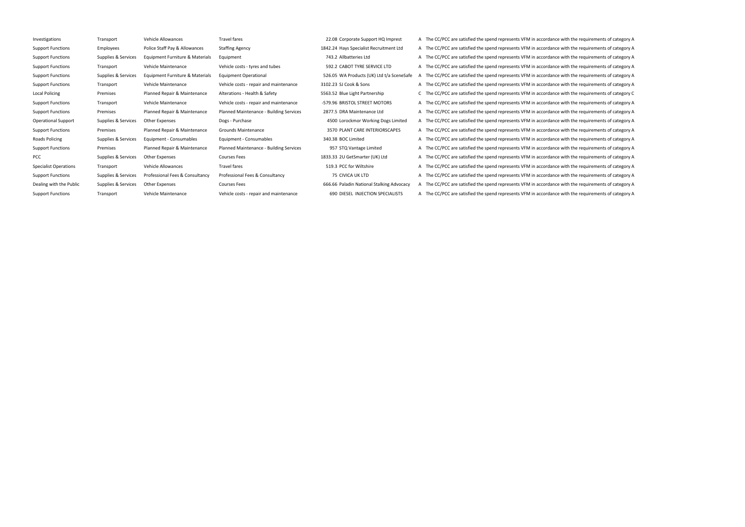| | | | | | | | |
|---|---|---|---|---|---|---|---|
| Investigations | Transport | Vehicle Allowances | Travel fares | 22.08 | Corporate Support HQ Imprest | A | The CC/PCC are satisfied the spend represents VFM in accordance with the requirements of category A |
| Support Functions | Employees | Police Staff Pay & Allowances | Staffing Agency | 1842.24 | Hays Specialist Recruitment Ltd | A | The CC/PCC are satisfied the spend represents VFM in accordance with the requirements of category A |
| Support Functions | Supplies & Services | Equipment Furniture & Materials | Equipment | 743.2 | Allbatteries Ltd | A | The CC/PCC are satisfied the spend represents VFM in accordance with the requirements of category A |
| Support Functions | Transport | Vehicle Maintenance | Vehicle costs - tyres and tubes | 592.2 | CABOT TYRE SERVICE LTD | A | The CC/PCC are satisfied the spend represents VFM in accordance with the requirements of category A |
| Support Functions | Supplies & Services | Equipment Furniture & Materials | Equipment Operational | 526.05 | WA Products (UK) Ltd t/a SceneSafe | A | The CC/PCC are satisfied the spend represents VFM in accordance with the requirements of category A |
| Support Functions | Transport | Vehicle Maintenance | Vehicle costs - repair and maintenance | 3102.23 | SJ Cook & Sons | A | The CC/PCC are satisfied the spend represents VFM in accordance with the requirements of category A |
| Local Policing | Premises | Planned Repair & Maintenance | Alterations - Health & Safety | 5563.52 | Blue Light Partnership | C | The CC/PCC are satisfied the spend represents VFM in accordance with the requirements of category C |
| Support Functions | Transport | Vehicle Maintenance | Vehicle costs - repair and maintenance | -579.96 | BRISTOL STREET MOTORS | A | The CC/PCC are satisfied the spend represents VFM in accordance with the requirements of category A |
| Support Functions | Premises | Planned Repair & Maintenance | Planned Maintenance - Building Services | 2877.5 | DRA Maintenance Ltd | A | The CC/PCC are satisfied the spend represents VFM in accordance with the requirements of category A |
| Operational Support | Supplies & Services | Other Expenses | Dogs - Purchase | 4500 | Lorockmor Working Dogs Limited | A | The CC/PCC are satisfied the spend represents VFM in accordance with the requirements of category A |
| Support Functions | Premises | Planned Repair & Maintenance | Grounds Maintenance | 3570 | PLANT CARE INTERIORSCAPES | A | The CC/PCC are satisfied the spend represents VFM in accordance with the requirements of category A |
| Roads Policing | Supplies & Services | Equipment - Consumables | Equipment - Consumables | 340.38 | BOC Limited | A | The CC/PCC are satisfied the spend represents VFM in accordance with the requirements of category A |
| Support Functions | Premises | Planned Repair & Maintenance | Planned Maintenance - Building Services | 957 | STQ Vantage Limited | A | The CC/PCC are satisfied the spend represents VFM in accordance with the requirements of category A |
| PCC | Supplies & Services | Other Expenses | Courses Fees | 1833.33 | 2U GetSmarter (UK) Ltd | A | The CC/PCC are satisfied the spend represents VFM in accordance with the requirements of category A |
| Specialist Operations | Transport | Vehicle Allowances | Travel fares | 519.3 | PCC for Wiltshire | A | The CC/PCC are satisfied the spend represents VFM in accordance with the requirements of category A |
| Support Functions | Supplies & Services | Professional Fees & Consultancy | Professional Fees & Consultancy | 75 | CIVICA UK LTD | A | The CC/PCC are satisfied the spend represents VFM in accordance with the requirements of category A |
| Dealing with the Public | Supplies & Services | Other Expenses | Courses Fees | 666.66 | Paladin National Stalking Advocacy | A | The CC/PCC are satisfied the spend represents VFM in accordance with the requirements of category A |
| Support Functions | Transport | Vehicle Maintenance | Vehicle costs - repair and maintenance | 690 | DIESEL INJECTION SPECIALISTS | A | The CC/PCC are satisfied the spend represents VFM in accordance with the requirements of category A |